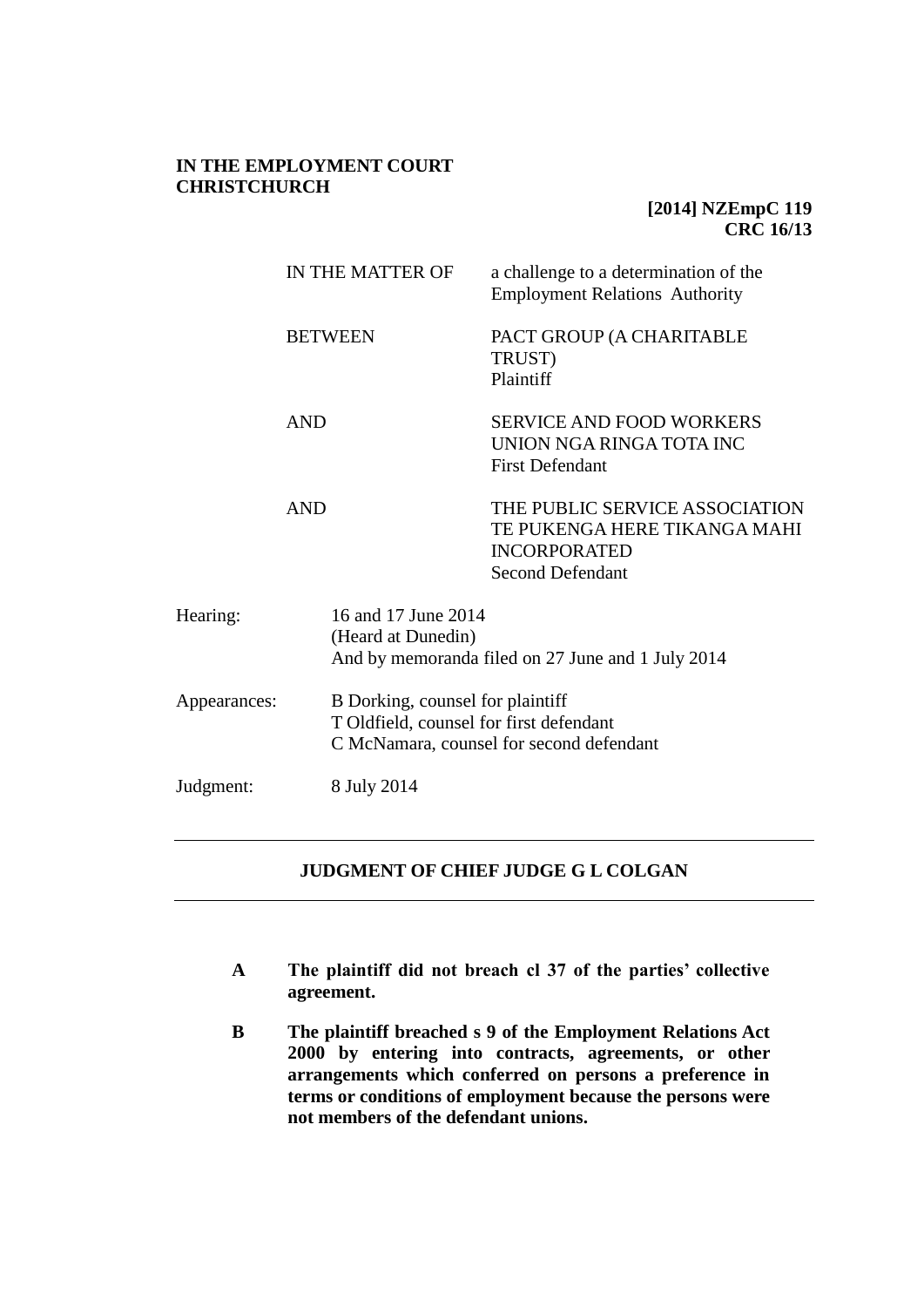**IN THE EMPLOYMENT COURT CHRISTCHURCH**

**[2014] NZEmpC 119**
**CRC 16/13**

| | |
|---|---|
| IN THE MATTER OF | a challenge to a determination of the Employment Relations Authority |
| BETWEEN | PACT GROUP (A CHARITABLE TRUST) Plaintiff |
| AND | SERVICE AND FOOD WORKERS UNION NGA RINGA TOTA INC First Defendant |
| AND | THE PUBLIC SERVICE ASSOCIATION TE PUKENGA HERE TIKANGA MAHI INCORPORATED Second Defendant |

| | |
|---|---|
| Hearing: | 16 and 17 June 2014 (Heard at Dunedin) And by memoranda filed on 27 June and 1 July 2014 |
| Appearances: | B Dorking, counsel for plaintiff<br>T Oldfield, counsel for first defendant<br>C McNamara, counsel for second defendant |
| Judgment: | 8 July 2014 |

---

## JUDGMENT OF CHIEF JUDGE G L COLGAN

---

**A The plaintiff did not breach cl 37 of the parties' collective agreement.**

**B The plaintiff breached s 9 of the Employment Relations Act 2000 by entering into contracts, agreements, or other arrangements which conferred on persons a preference in terms or conditions of employment because the persons were not members of the defendant unions.**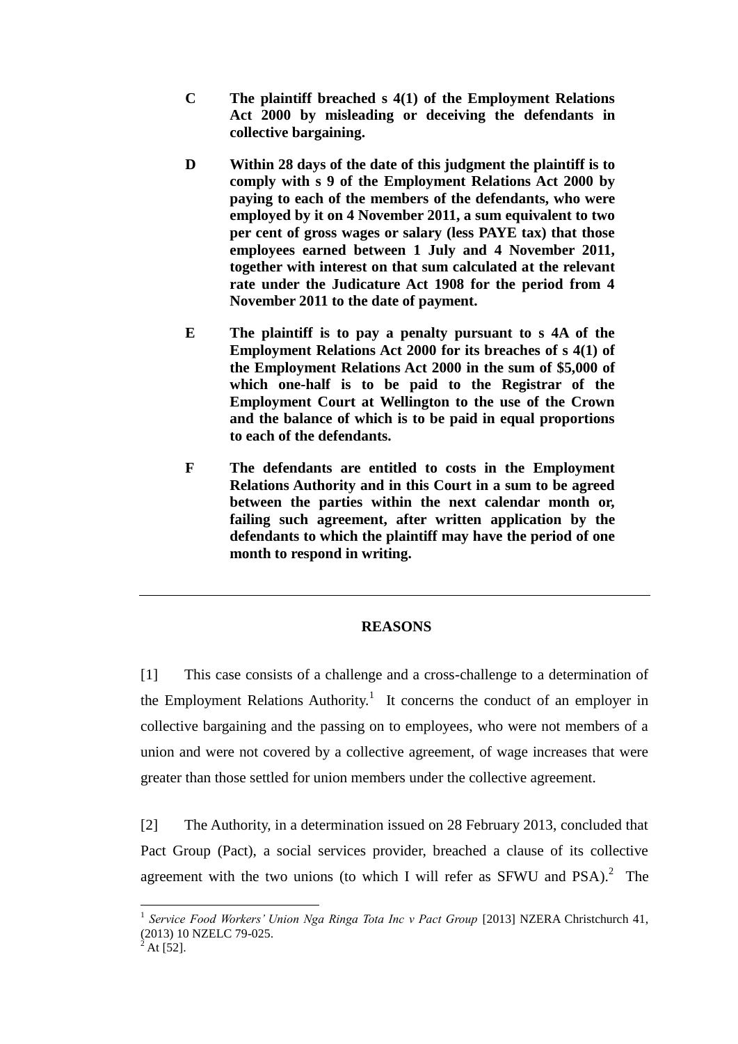**C The plaintiff breached s 4(1) of the Employment Relations Act 2000 by misleading or deceiving the defendants in collective bargaining.**

**D Within 28 days of the date of this judgment the plaintiff is to comply with s 9 of the Employment Relations Act 2000 by paying to each of the members of the defendants, who were employed by it on 4 November 2011, a sum equivalent to two per cent of gross wages or salary (less PAYE tax) that those employees earned between 1 July and 4 November 2011, together with interest on that sum calculated at the relevant rate under the Judicature Act 1908 for the period from 4 November 2011 to the date of payment.**

**E The plaintiff is to pay a penalty pursuant to s 4A of the Employment Relations Act 2000 for its breaches of s 4(1) of the Employment Relations Act 2000 in the sum of $5,000 of which one-half is to be paid to the Registrar of the Employment Court at Wellington to the use of the Crown and the balance of which is to be paid in equal proportions to each of the defendants.**

**F The defendants are entitled to costs in the Employment Relations Authority and in this Court in a sum to be agreed between the parties within the next calendar month or, failing such agreement, after written application by the defendants to which the plaintiff may have the period of one month to respond in writing.**

---

## REASONS

[1] This case consists of a challenge and a cross-challenge to a determination of the Employment Relations Authority.[1] It concerns the conduct of an employer in collective bargaining and the passing on to employees, who were not members of a union and were not covered by a collective agreement, of wage increases that were greater than those settled for union members under the collective agreement.

[2] The Authority, in a determination issued on 28 February 2013, concluded that Pact Group (Pact), a social services provider, breached a clause of its collective agreement with the two unions (to which I will refer as SFWU and PSA).[2] The

---

[1] *Service Food Workers' Union Nga Ringa Tota Inc v Pact Group* [2013] NZERA Christchurch 41, (2013) 10 NZELC 79-025.

[2] At [52].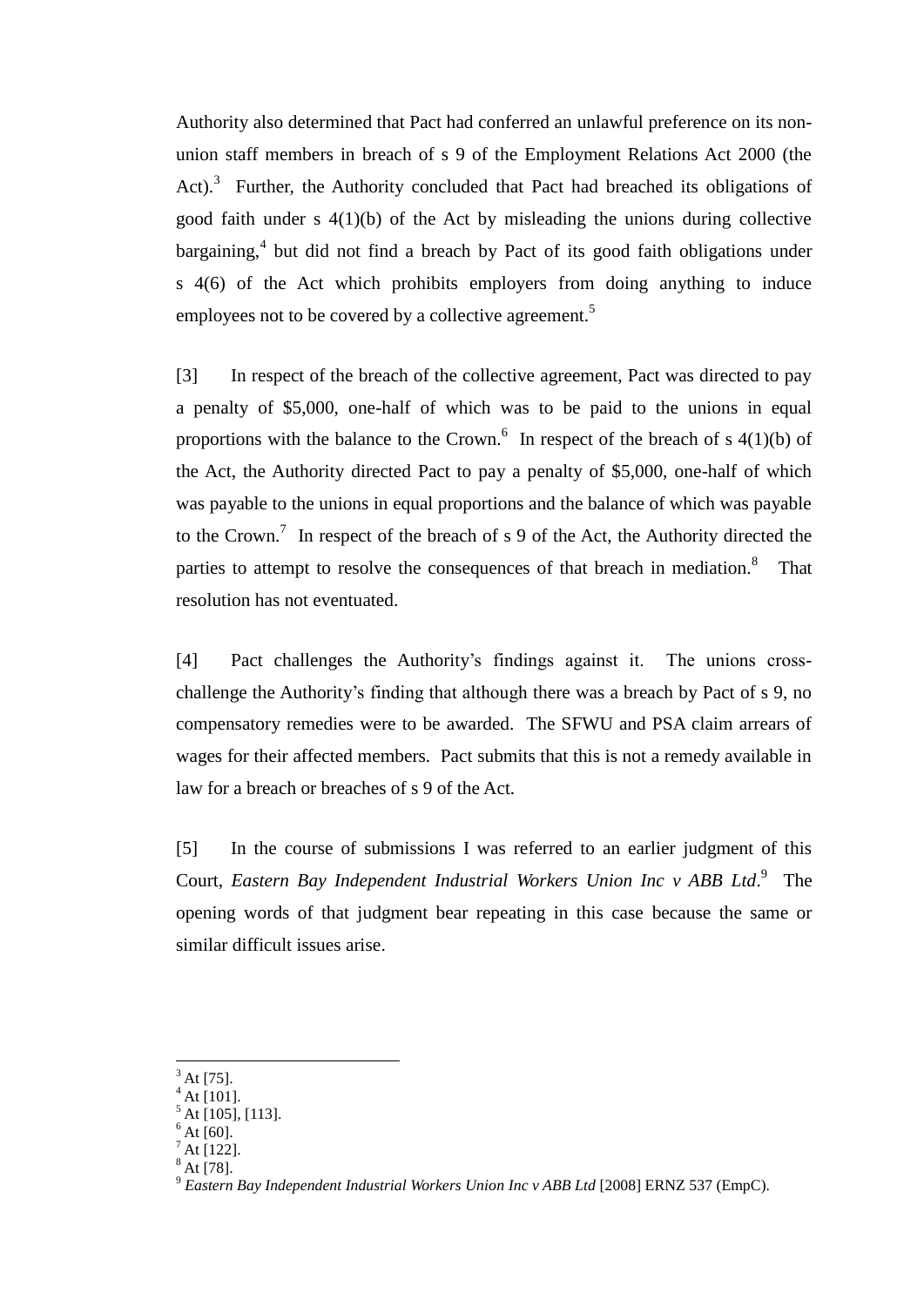Authority also determined that Pact had conferred an unlawful preference on its non-union staff members in breach of s 9 of the Employment Relations Act 2000 (the Act).[3] Further, the Authority concluded that Pact had breached its obligations of good faith under s 4(1)(b) of the Act by misleading the unions during collective bargaining,[4] but did not find a breach by Pact of its good faith obligations under s 4(6) of the Act which prohibits employers from doing anything to induce employees not to be covered by a collective agreement.[5]

[3] In respect of the breach of the collective agreement, Pact was directed to pay a penalty of $5,000, one-half of which was to be paid to the unions in equal proportions with the balance to the Crown.[6] In respect of the breach of s 4(1)(b) of the Act, the Authority directed Pact to pay a penalty of $5,000, one-half of which was payable to the unions in equal proportions and the balance of which was payable to the Crown.[7] In respect of the breach of s 9 of the Act, the Authority directed the parties to attempt to resolve the consequences of that breach in mediation.[8] That resolution has not eventuated.

[4] Pact challenges the Authority's findings against it. The unions cross-challenge the Authority's finding that although there was a breach by Pact of s 9, no compensatory remedies were to be awarded. The SFWU and PSA claim arrears of wages for their affected members. Pact submits that this is not a remedy available in law for a breach or breaches of s 9 of the Act.

[5] In the course of submissions I was referred to an earlier judgment of this Court, *Eastern Bay Independent Industrial Workers Union Inc v ABB Ltd*.[9] The opening words of that judgment bear repeating in this case because the same or similar difficult issues arise.

---

[3] At [75].
[4] At [101].
[5] At [105], [113].
[6] At [60].
[7] At [122].
[8] At [78].
[9] *Eastern Bay Independent Industrial Workers Union Inc v ABB Ltd* [2008] ERNZ 537 (EmpC).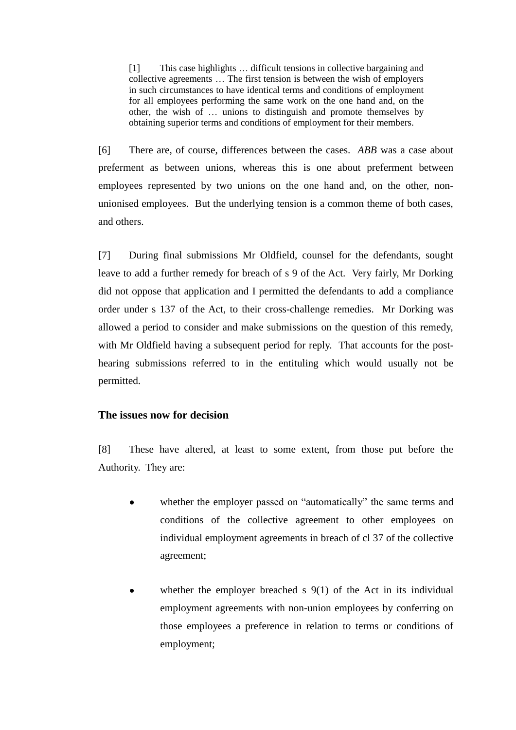> [1] This case highlights … difficult tensions in collective bargaining and collective agreements … The first tension is between the wish of employers in such circumstances to have identical terms and conditions of employment for all employees performing the same work on the one hand and, on the other, the wish of … unions to distinguish and promote themselves by obtaining superior terms and conditions of employment for their members.

[6] There are, of course, differences between the cases. *ABB* was a case about preferment as between unions, whereas this is one about preferment between employees represented by two unions on the one hand and, on the other, non-unionised employees. But the underlying tension is a common theme of both cases, and others.

[7] During final submissions Mr Oldfield, counsel for the defendants, sought leave to add a further remedy for breach of s 9 of the Act. Very fairly, Mr Dorking did not oppose that application and I permitted the defendants to add a compliance order under s 137 of the Act, to their cross-challenge remedies. Mr Dorking was allowed a period to consider and make submissions on the question of this remedy, with Mr Oldfield having a subsequent period for reply. That accounts for the post-hearing submissions referred to in the entituling which would usually not be permitted.

## The issues now for decision

[8] These have altered, at least to some extent, from those put before the Authority. They are:

- whether the employer passed on "automatically" the same terms and conditions of the collective agreement to other employees on individual employment agreements in breach of cl 37 of the collective agreement;

- whether the employer breached s 9(1) of the Act in its individual employment agreements with non-union employees by conferring on those employees a preference in relation to terms or conditions of employment;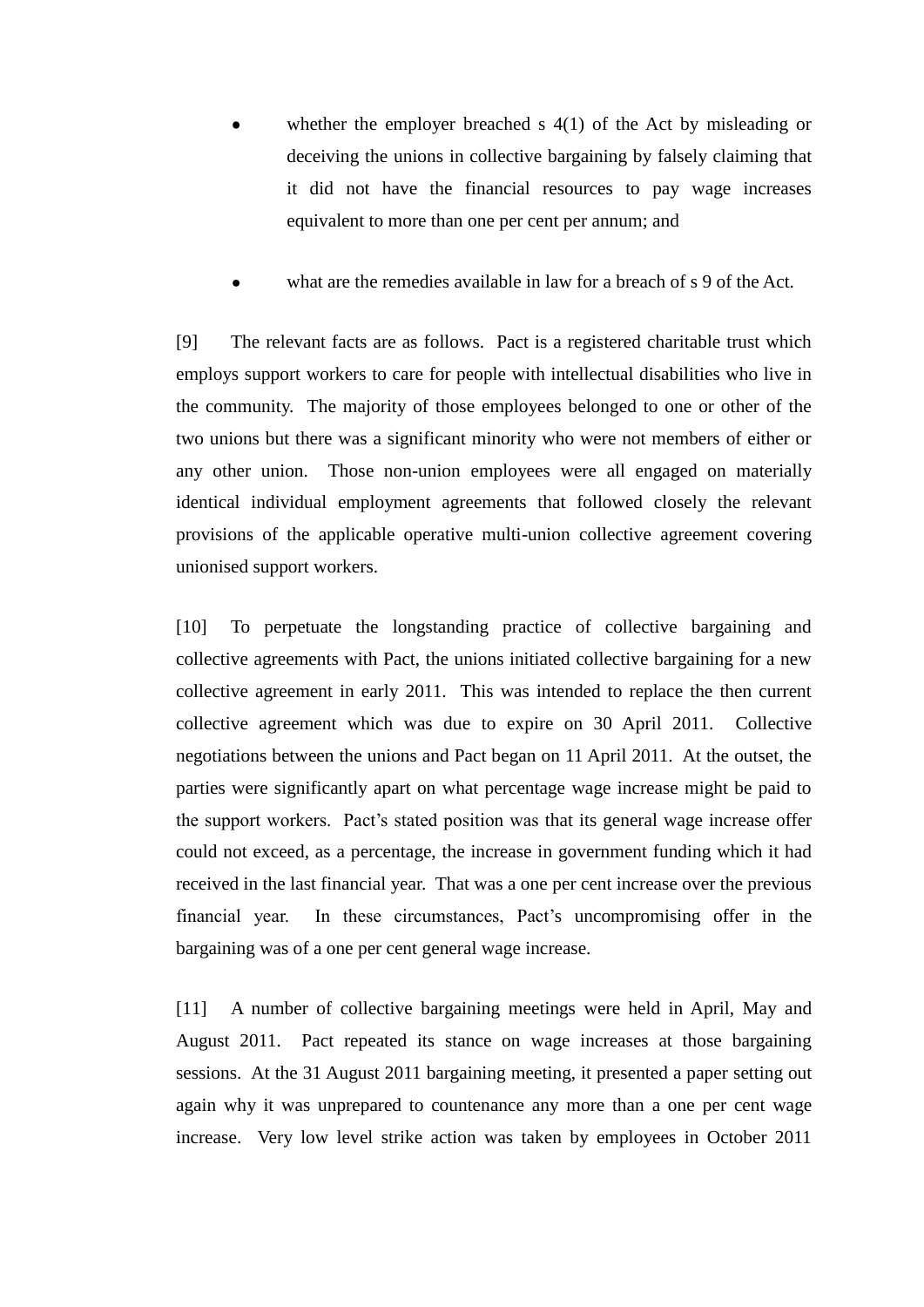- whether the employer breached s 4(1) of the Act by misleading or deceiving the unions in collective bargaining by falsely claiming that it did not have the financial resources to pay wage increases equivalent to more than one per cent per annum; and

- what are the remedies available in law for a breach of s 9 of the Act.

[9] The relevant facts are as follows. Pact is a registered charitable trust which employs support workers to care for people with intellectual disabilities who live in the community. The majority of those employees belonged to one or other of the two unions but there was a significant minority who were not members of either or any other union. Those non-union employees were all engaged on materially identical individual employment agreements that followed closely the relevant provisions of the applicable operative multi-union collective agreement covering unionised support workers.

[10] To perpetuate the longstanding practice of collective bargaining and collective agreements with Pact, the unions initiated collective bargaining for a new collective agreement in early 2011. This was intended to replace the then current collective agreement which was due to expire on 30 April 2011. Collective negotiations between the unions and Pact began on 11 April 2011. At the outset, the parties were significantly apart on what percentage wage increase might be paid to the support workers. Pact's stated position was that its general wage increase offer could not exceed, as a percentage, the increase in government funding which it had received in the last financial year. That was a one per cent increase over the previous financial year. In these circumstances, Pact's uncompromising offer in the bargaining was of a one per cent general wage increase.

[11] A number of collective bargaining meetings were held in April, May and August 2011. Pact repeated its stance on wage increases at those bargaining sessions. At the 31 August 2011 bargaining meeting, it presented a paper setting out again why it was unprepared to countenance any more than a one per cent wage increase. Very low level strike action was taken by employees in October 2011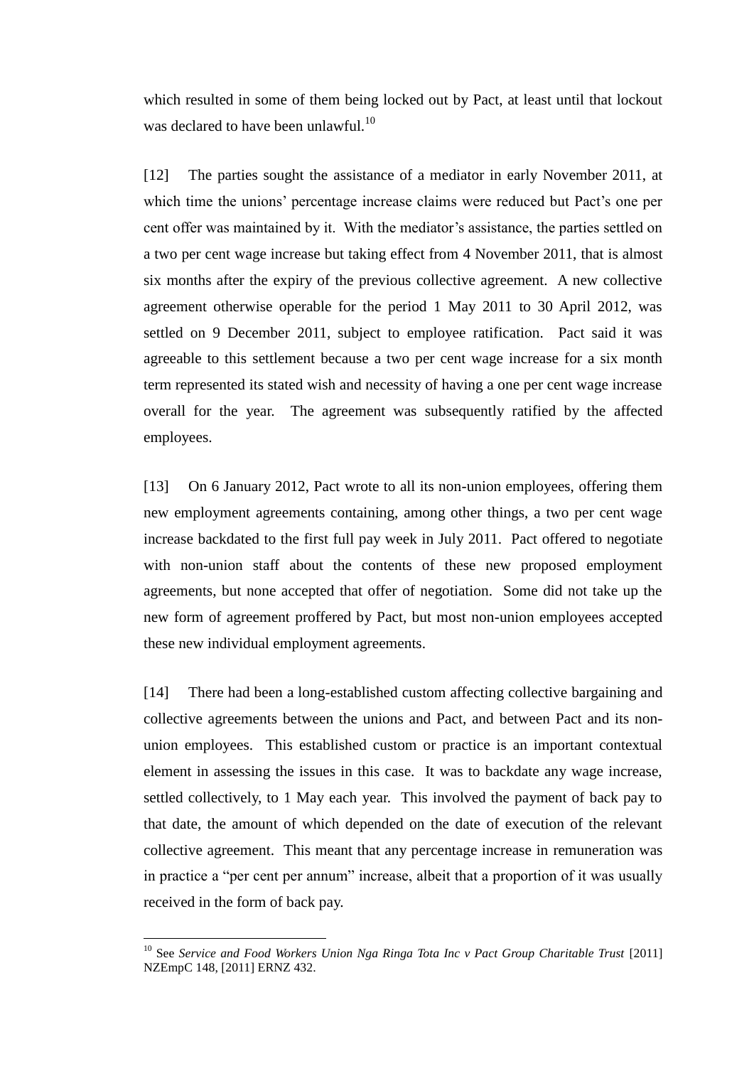which resulted in some of them being locked out by Pact, at least until that lockout was declared to have been unlawful.[10]

[12] The parties sought the assistance of a mediator in early November 2011, at which time the unions' percentage increase claims were reduced but Pact's one per cent offer was maintained by it. With the mediator's assistance, the parties settled on a two per cent wage increase but taking effect from 4 November 2011, that is almost six months after the expiry of the previous collective agreement. A new collective agreement otherwise operable for the period 1 May 2011 to 30 April 2012, was settled on 9 December 2011, subject to employee ratification. Pact said it was agreeable to this settlement because a two per cent wage increase for a six month term represented its stated wish and necessity of having a one per cent wage increase overall for the year. The agreement was subsequently ratified by the affected employees.

[13] On 6 January 2012, Pact wrote to all its non-union employees, offering them new employment agreements containing, among other things, a two per cent wage increase backdated to the first full pay week in July 2011. Pact offered to negotiate with non-union staff about the contents of these new proposed employment agreements, but none accepted that offer of negotiation. Some did not take up the new form of agreement proffered by Pact, but most non-union employees accepted these new individual employment agreements.

[14] There had been a long-established custom affecting collective bargaining and collective agreements between the unions and Pact, and between Pact and its non-union employees. This established custom or practice is an important contextual element in assessing the issues in this case. It was to backdate any wage increase, settled collectively, to 1 May each year. This involved the payment of back pay to that date, the amount of which depended on the date of execution of the relevant collective agreement. This meant that any percentage increase in remuneration was in practice a "per cent per annum" increase, albeit that a proportion of it was usually received in the form of back pay.

[10] See *Service and Food Workers Union Nga Ringa Tota Inc v Pact Group Charitable Trust* [2011] NZEmpC 148, [2011] ERNZ 432.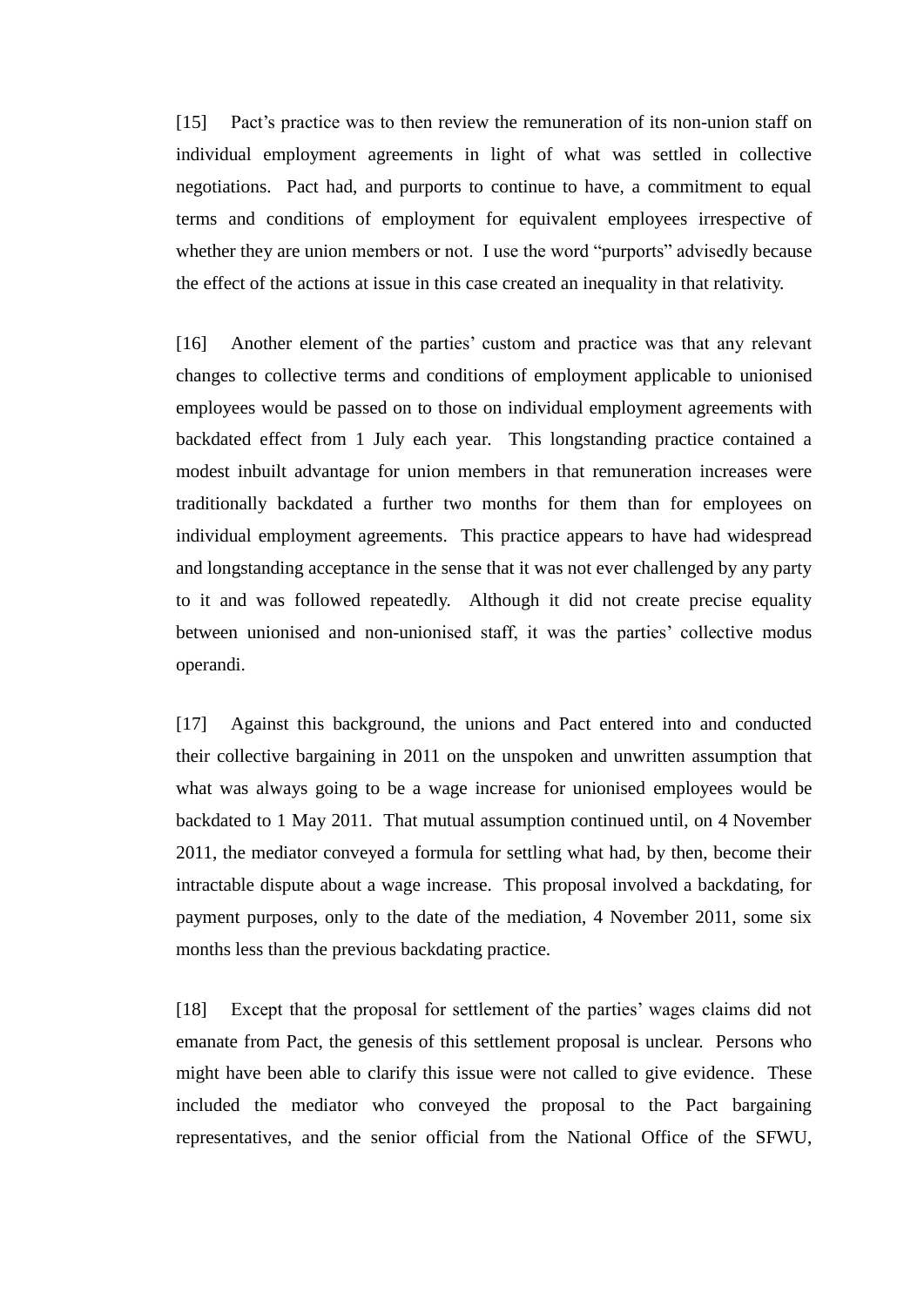[15] Pact's practice was to then review the remuneration of its non-union staff on individual employment agreements in light of what was settled in collective negotiations. Pact had, and purports to continue to have, a commitment to equal terms and conditions of employment for equivalent employees irrespective of whether they are union members or not. I use the word "purports" advisedly because the effect of the actions at issue in this case created an inequality in that relativity.

[16] Another element of the parties' custom and practice was that any relevant changes to collective terms and conditions of employment applicable to unionised employees would be passed on to those on individual employment agreements with backdated effect from 1 July each year. This longstanding practice contained a modest inbuilt advantage for union members in that remuneration increases were traditionally backdated a further two months for them than for employees on individual employment agreements. This practice appears to have had widespread and longstanding acceptance in the sense that it was not ever challenged by any party to it and was followed repeatedly. Although it did not create precise equality between unionised and non-unionised staff, it was the parties' collective modus operandi.

[17] Against this background, the unions and Pact entered into and conducted their collective bargaining in 2011 on the unspoken and unwritten assumption that what was always going to be a wage increase for unionised employees would be backdated to 1 May 2011. That mutual assumption continued until, on 4 November 2011, the mediator conveyed a formula for settling what had, by then, become their intractable dispute about a wage increase. This proposal involved a backdating, for payment purposes, only to the date of the mediation, 4 November 2011, some six months less than the previous backdating practice.

[18] Except that the proposal for settlement of the parties' wages claims did not emanate from Pact, the genesis of this settlement proposal is unclear. Persons who might have been able to clarify this issue were not called to give evidence. These included the mediator who conveyed the proposal to the Pact bargaining representatives, and the senior official from the National Office of the SFWU,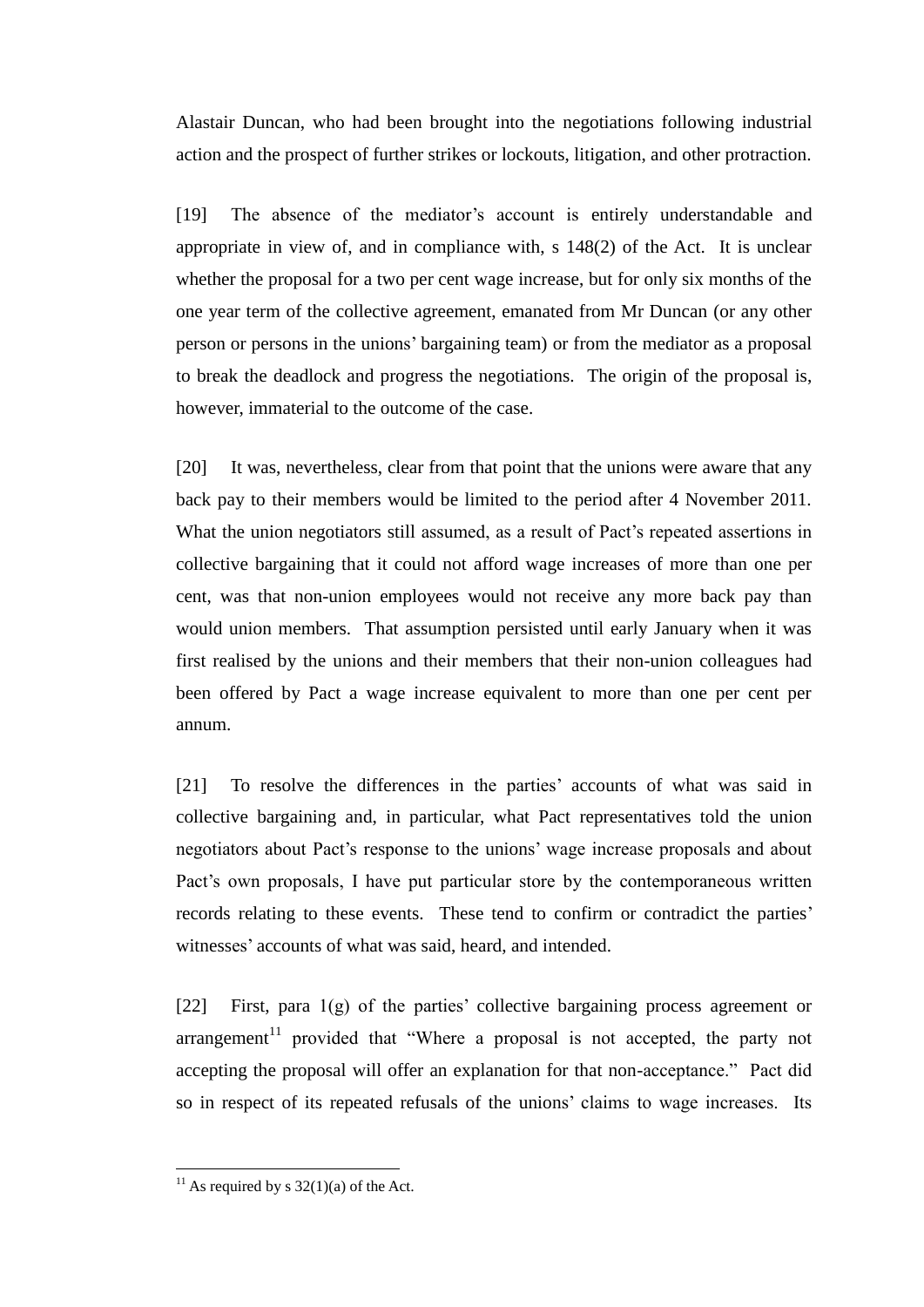Alastair Duncan, who had been brought into the negotiations following industrial action and the prospect of further strikes or lockouts, litigation, and other protraction.

[19] The absence of the mediator's account is entirely understandable and appropriate in view of, and in compliance with, s 148(2) of the Act. It is unclear whether the proposal for a two per cent wage increase, but for only six months of the one year term of the collective agreement, emanated from Mr Duncan (or any other person or persons in the unions' bargaining team) or from the mediator as a proposal to break the deadlock and progress the negotiations. The origin of the proposal is, however, immaterial to the outcome of the case.

[20] It was, nevertheless, clear from that point that the unions were aware that any back pay to their members would be limited to the period after 4 November 2011. What the union negotiators still assumed, as a result of Pact's repeated assertions in collective bargaining that it could not afford wage increases of more than one per cent, was that non-union employees would not receive any more back pay than would union members. That assumption persisted until early January when it was first realised by the unions and their members that their non-union colleagues had been offered by Pact a wage increase equivalent to more than one per cent per annum.

[21] To resolve the differences in the parties' accounts of what was said in collective bargaining and, in particular, what Pact representatives told the union negotiators about Pact's response to the unions' wage increase proposals and about Pact's own proposals, I have put particular store by the contemporaneous written records relating to these events. These tend to confirm or contradict the parties' witnesses' accounts of what was said, heard, and intended.

[22] First, para 1(g) of the parties' collective bargaining process agreement or arrangement[11] provided that "Where a proposal is not accepted, the party not accepting the proposal will offer an explanation for that non-acceptance." Pact did so in respect of its repeated refusals of the unions' claims to wage increases. Its

---

[11] As required by s 32(1)(a) of the Act.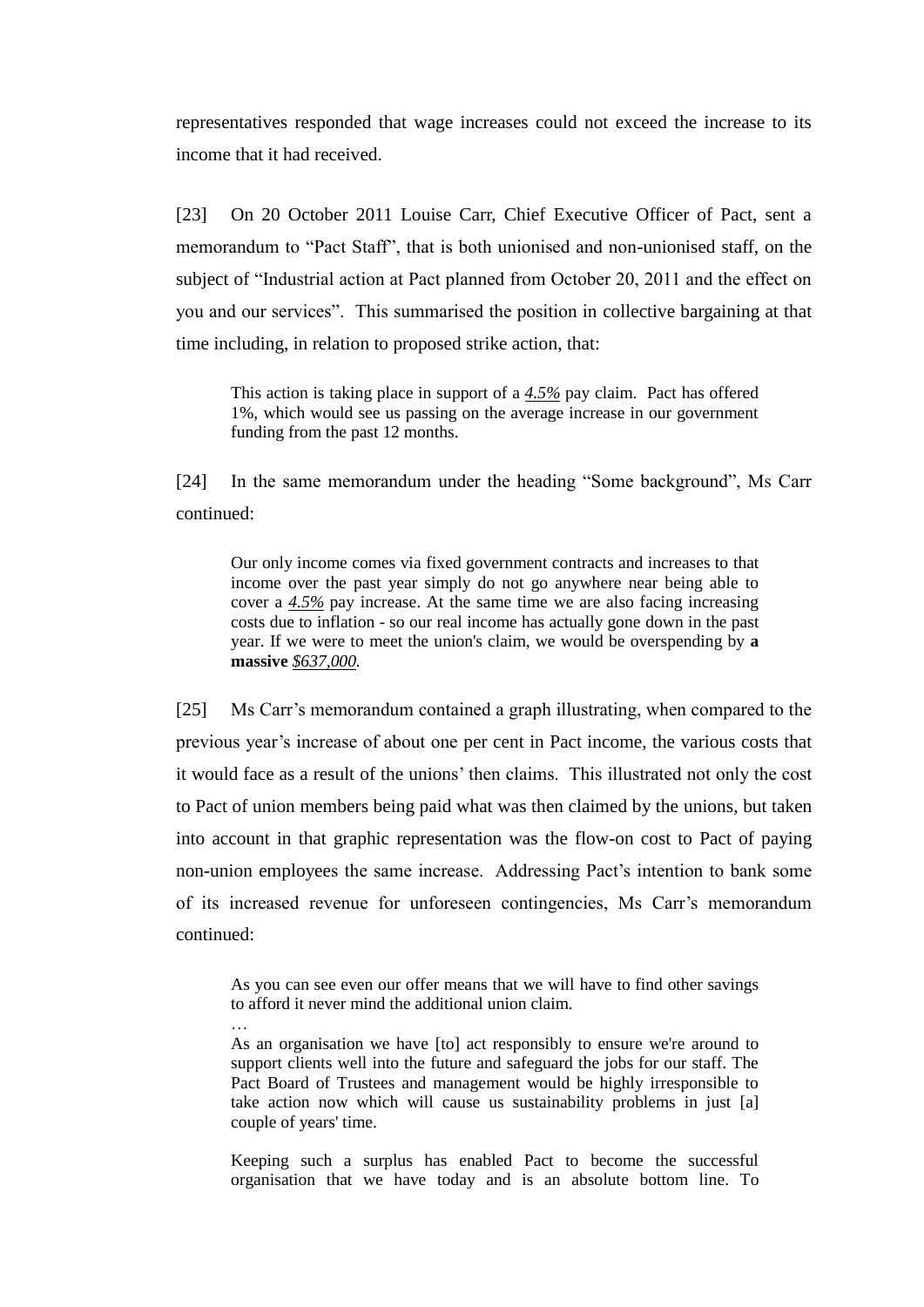representatives responded that wage increases could not exceed the increase to its income that it had received.

[23] On 20 October 2011 Louise Carr, Chief Executive Officer of Pact, sent a memorandum to "Pact Staff", that is both unionised and non-unionised staff, on the subject of "Industrial action at Pact planned from October 20, 2011 and the effect on you and our services". This summarised the position in collective bargaining at that time including, in relation to proposed strike action, that:

> This action is taking place in support of a ***4.5%*** pay claim. Pact has offered 1%, which would see us passing on the average increase in our government funding from the past 12 months.

[24] In the same memorandum under the heading "Some background", Ms Carr continued:

> Our only income comes via fixed government contracts and increases to that income over the past year simply do not go anywhere near being able to cover a ***4.5%*** pay increase. At the same time we are also facing increasing costs due to inflation - so our real income has actually gone down in the past year. If we were to meet the union's claim, we would be overspending by **a massive** ***$637,000.***

[25] Ms Carr's memorandum contained a graph illustrating, when compared to the previous year's increase of about one per cent in Pact income, the various costs that it would face as a result of the unions' then claims. This illustrated not only the cost to Pact of union members being paid what was then claimed by the unions, but taken into account in that graphic representation was the flow-on cost to Pact of paying non-union employees the same increase. Addressing Pact's intention to bank some of its increased revenue for unforeseen contingencies, Ms Carr's memorandum continued:

> As you can see even our offer means that we will have to find other savings to afford it never mind the additional union claim.
>
> …
>
> As an organisation we have [to] act responsibly to ensure we're around to support clients well into the future and safeguard the jobs for our staff. The Pact Board of Trustees and management would be highly irresponsible to take action now which will cause us sustainability problems in just [a] couple of years' time.
>
> Keeping such a surplus has enabled Pact to become the successful organisation that we have today and is an absolute bottom line. To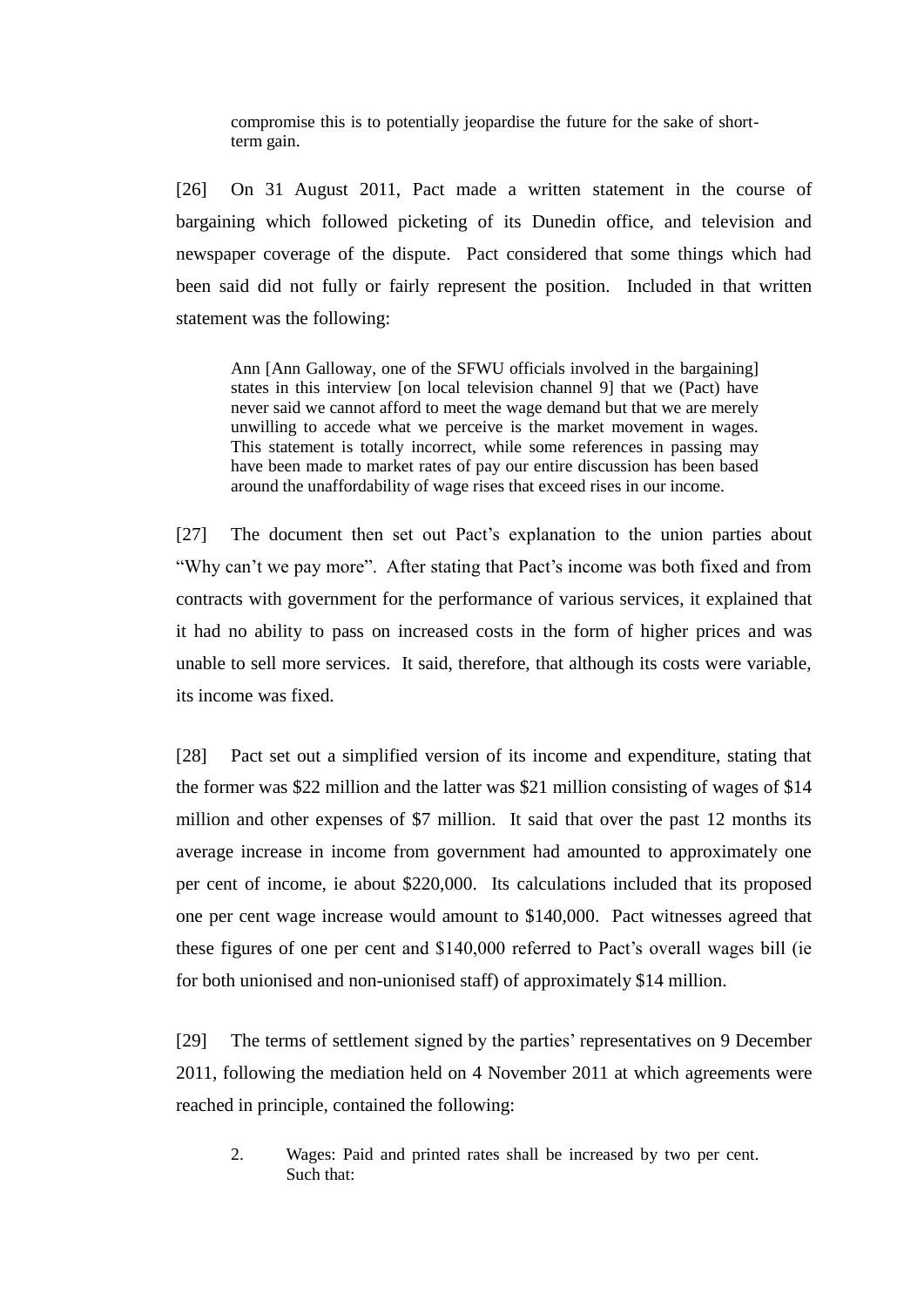> compromise this is to potentially jeopardise the future for the sake of short-term gain.

[26] On 31 August 2011, Pact made a written statement in the course of bargaining which followed picketing of its Dunedin office, and television and newspaper coverage of the dispute. Pact considered that some things which had been said did not fully or fairly represent the position. Included in that written statement was the following:

> Ann [Ann Galloway, one of the SFWU officials involved in the bargaining] states in this interview [on local television channel 9] that we (Pact) have never said we cannot afford to meet the wage demand but that we are merely unwilling to accede what we perceive is the market movement in wages. This statement is totally incorrect, while some references in passing may have been made to market rates of pay our entire discussion has been based around the unaffordability of wage rises that exceed rises in our income.

[27] The document then set out Pact's explanation to the union parties about "Why can't we pay more". After stating that Pact's income was both fixed and from contracts with government for the performance of various services, it explained that it had no ability to pass on increased costs in the form of higher prices and was unable to sell more services. It said, therefore, that although its costs were variable, its income was fixed.

[28] Pact set out a simplified version of its income and expenditure, stating that the former was $22 million and the latter was $21 million consisting of wages of $14 million and other expenses of $7 million. It said that over the past 12 months its average increase in income from government had amounted to approximately one per cent of income, ie about $220,000. Its calculations included that its proposed one per cent wage increase would amount to $140,000. Pact witnesses agreed that these figures of one per cent and $140,000 referred to Pact's overall wages bill (ie for both unionised and non-unionised staff) of approximately $14 million.

[29] The terms of settlement signed by the parties' representatives on 9 December 2011, following the mediation held on 4 November 2011 at which agreements were reached in principle, contained the following:

> 2. Wages: Paid and printed rates shall be increased by two per cent. Such that: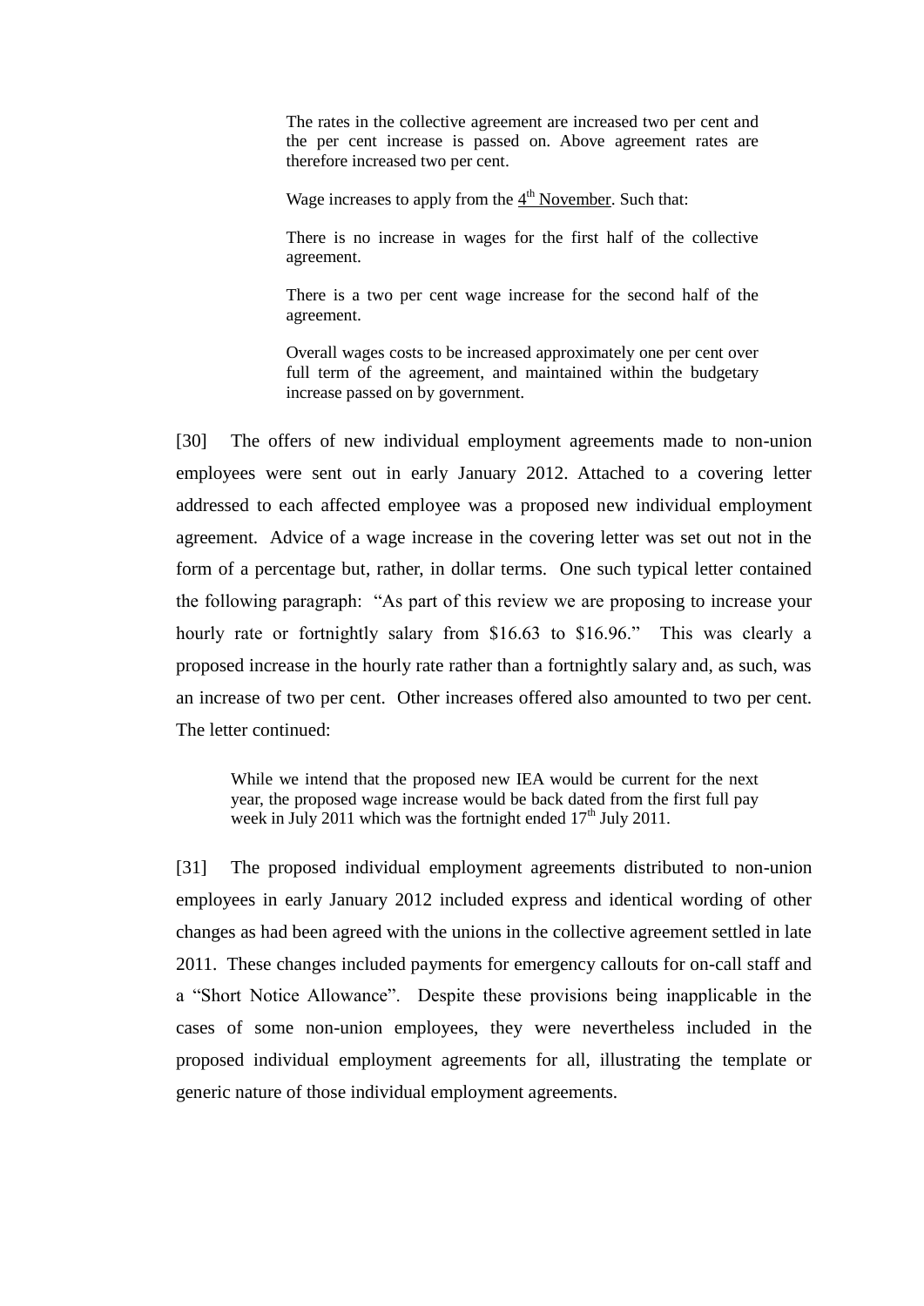> The rates in the collective agreement are increased two per cent and the per cent increase is passed on. Above agreement rates are therefore increased two per cent.
>
> Wage increases to apply from the 4th November. Such that:
>
> There is no increase in wages for the first half of the collective agreement.
>
> There is a two per cent wage increase for the second half of the agreement.
>
> Overall wages costs to be increased approximately one per cent over full term of the agreement, and maintained within the budgetary increase passed on by government.

[30] The offers of new individual employment agreements made to non-union employees were sent out in early January 2012. Attached to a covering letter addressed to each affected employee was a proposed new individual employment agreement. Advice of a wage increase in the covering letter was set out not in the form of a percentage but, rather, in dollar terms. One such typical letter contained the following paragraph: "As part of this review we are proposing to increase your hourly rate or fortnightly salary from $16.63 to $16.96." This was clearly a proposed increase in the hourly rate rather than a fortnightly salary and, as such, was an increase of two per cent. Other increases offered also amounted to two per cent. The letter continued:

> While we intend that the proposed new IEA would be current for the next year, the proposed wage increase would be back dated from the first full pay week in July 2011 which was the fortnight ended 17th July 2011.

[31] The proposed individual employment agreements distributed to non-union employees in early January 2012 included express and identical wording of other changes as had been agreed with the unions in the collective agreement settled in late 2011. These changes included payments for emergency callouts for on-call staff and a "Short Notice Allowance". Despite these provisions being inapplicable in the cases of some non-union employees, they were nevertheless included in the proposed individual employment agreements for all, illustrating the template or generic nature of those individual employment agreements.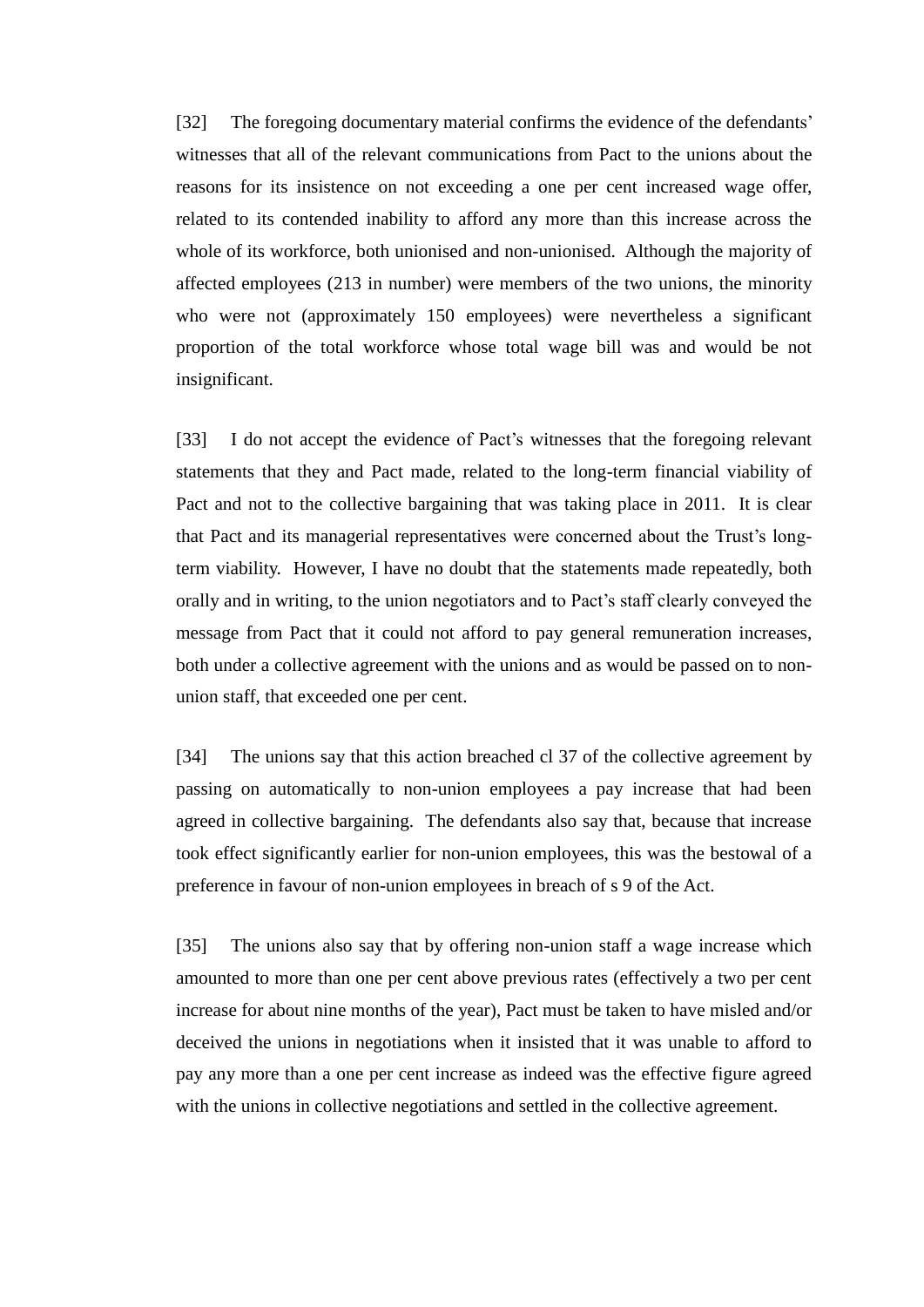[32] The foregoing documentary material confirms the evidence of the defendants' witnesses that all of the relevant communications from Pact to the unions about the reasons for its insistence on not exceeding a one per cent increased wage offer, related to its contended inability to afford any more than this increase across the whole of its workforce, both unionised and non-unionised. Although the majority of affected employees (213 in number) were members of the two unions, the minority who were not (approximately 150 employees) were nevertheless a significant proportion of the total workforce whose total wage bill was and would be not insignificant.

[33] I do not accept the evidence of Pact's witnesses that the foregoing relevant statements that they and Pact made, related to the long-term financial viability of Pact and not to the collective bargaining that was taking place in 2011. It is clear that Pact and its managerial representatives were concerned about the Trust's long-term viability. However, I have no doubt that the statements made repeatedly, both orally and in writing, to the union negotiators and to Pact's staff clearly conveyed the message from Pact that it could not afford to pay general remuneration increases, both under a collective agreement with the unions and as would be passed on to non-union staff, that exceeded one per cent.

[34] The unions say that this action breached cl 37 of the collective agreement by passing on automatically to non-union employees a pay increase that had been agreed in collective bargaining. The defendants also say that, because that increase took effect significantly earlier for non-union employees, this was the bestowal of a preference in favour of non-union employees in breach of s 9 of the Act.

[35] The unions also say that by offering non-union staff a wage increase which amounted to more than one per cent above previous rates (effectively a two per cent increase for about nine months of the year), Pact must be taken to have misled and/or deceived the unions in negotiations when it insisted that it was unable to afford to pay any more than a one per cent increase as indeed was the effective figure agreed with the unions in collective negotiations and settled in the collective agreement.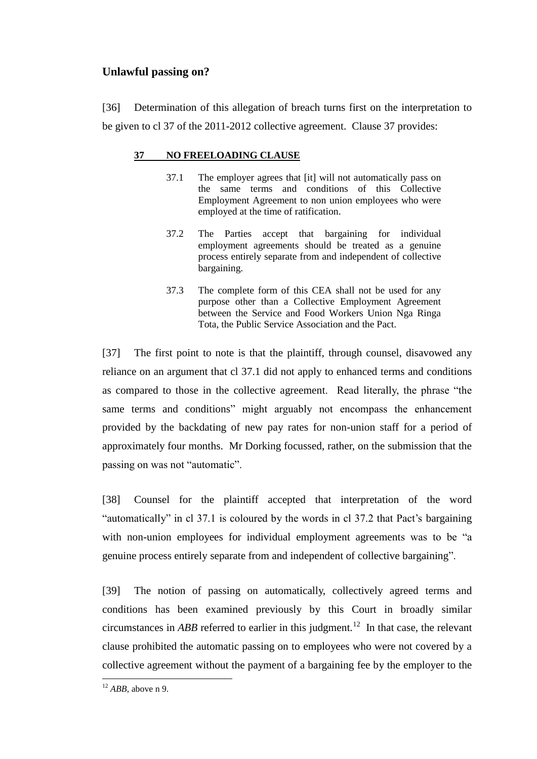## Unlawful passing on?

[36] Determination of this allegation of breach turns first on the interpretation to be given to cl 37 of the 2011-2012 collective agreement. Clause 37 provides:

> **37 NO FREELOADING CLAUSE**
>
> 37.1 The employer agrees that [it] will not automatically pass on the same terms and conditions of this Collective Employment Agreement to non union employees who were employed at the time of ratification.
>
> 37.2 The Parties accept that bargaining for individual employment agreements should be treated as a genuine process entirely separate from and independent of collective bargaining.
>
> 37.3 The complete form of this CEA shall not be used for any purpose other than a Collective Employment Agreement between the Service and Food Workers Union Nga Ringa Tota, the Public Service Association and the Pact.

[37] The first point to note is that the plaintiff, through counsel, disavowed any reliance on an argument that cl 37.1 did not apply to enhanced terms and conditions as compared to those in the collective agreement. Read literally, the phrase "the same terms and conditions" might arguably not encompass the enhancement provided by the backdating of new pay rates for non-union staff for a period of approximately four months. Mr Dorking focussed, rather, on the submission that the passing on was not "automatic".

[38] Counsel for the plaintiff accepted that interpretation of the word "automatically" in cl 37.1 is coloured by the words in cl 37.2 that Pact's bargaining with non-union employees for individual employment agreements was to be "a genuine process entirely separate from and independent of collective bargaining".

[39] The notion of passing on automatically, collectively agreed terms and conditions has been examined previously by this Court in broadly similar circumstances in *ABB* referred to earlier in this judgment.[12] In that case, the relevant clause prohibited the automatic passing on to employees who were not covered by a collective agreement without the payment of a bargaining fee by the employer to the

[12] *ABB*, above n 9.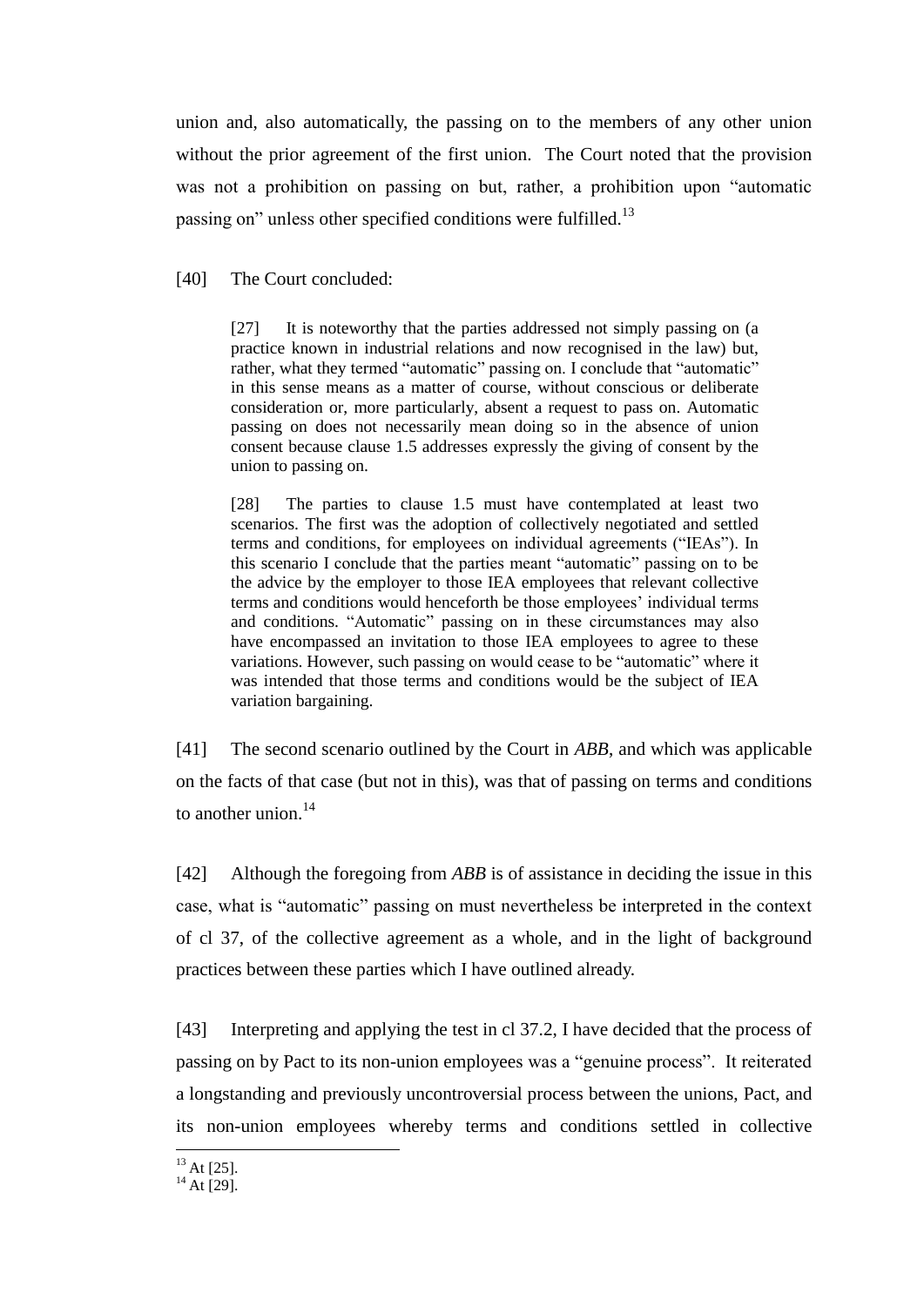union and, also automatically, the passing on to the members of any other union without the prior agreement of the first union. The Court noted that the provision was not a prohibition on passing on but, rather, a prohibition upon "automatic passing on" unless other specified conditions were fulfilled.[13]

[40] The Court concluded:

> [27] It is noteworthy that the parties addressed not simply passing on (a practice known in industrial relations and now recognised in the law) but, rather, what they termed "automatic" passing on. I conclude that "automatic" in this sense means as a matter of course, without conscious or deliberate consideration or, more particularly, absent a request to pass on. Automatic passing on does not necessarily mean doing so in the absence of union consent because clause 1.5 addresses expressly the giving of consent by the union to passing on.
>
> [28] The parties to clause 1.5 must have contemplated at least two scenarios. The first was the adoption of collectively negotiated and settled terms and conditions, for employees on individual agreements ("IEAs"). In this scenario I conclude that the parties meant "automatic" passing on to be the advice by the employer to those IEA employees that relevant collective terms and conditions would henceforth be those employees' individual terms and conditions. "Automatic" passing on in these circumstances may also have encompassed an invitation to those IEA employees to agree to these variations. However, such passing on would cease to be "automatic" where it was intended that those terms and conditions would be the subject of IEA variation bargaining.

[41] The second scenario outlined by the Court in *ABB*, and which was applicable on the facts of that case (but not in this), was that of passing on terms and conditions to another union.[14]

[42] Although the foregoing from *ABB* is of assistance in deciding the issue in this case, what is "automatic" passing on must nevertheless be interpreted in the context of cl 37, of the collective agreement as a whole, and in the light of background practices between these parties which I have outlined already.

[43] Interpreting and applying the test in cl 37.2, I have decided that the process of passing on by Pact to its non-union employees was a "genuine process". It reiterated a longstanding and previously uncontroversial process between the unions, Pact, and its non-union employees whereby terms and conditions settled in collective

[13] At [25].
[14] At [29].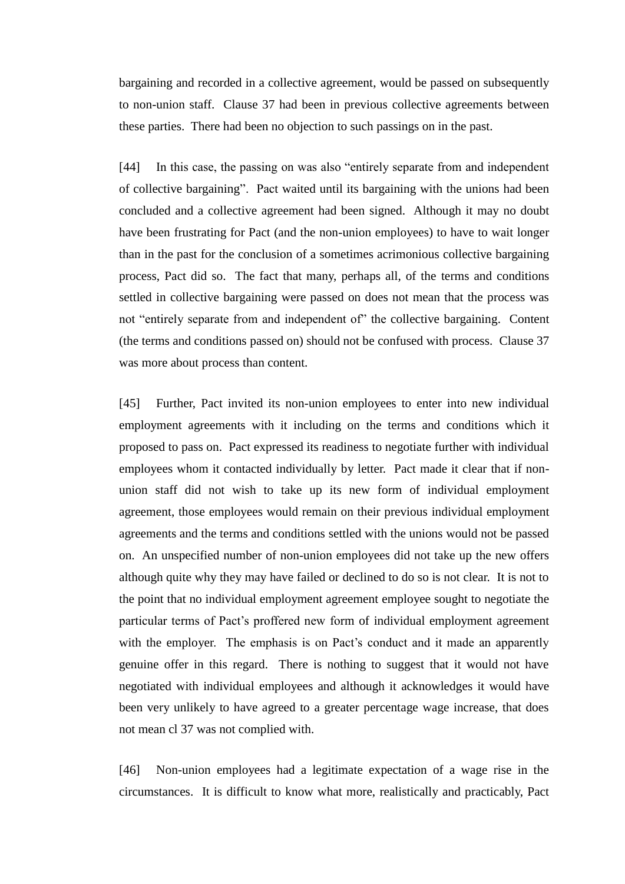bargaining and recorded in a collective agreement, would be passed on subsequently to non-union staff. Clause 37 had been in previous collective agreements between these parties. There had been no objection to such passings on in the past.

[44] In this case, the passing on was also "entirely separate from and independent of collective bargaining". Pact waited until its bargaining with the unions had been concluded and a collective agreement had been signed. Although it may no doubt have been frustrating for Pact (and the non-union employees) to have to wait longer than in the past for the conclusion of a sometimes acrimonious collective bargaining process, Pact did so. The fact that many, perhaps all, of the terms and conditions settled in collective bargaining were passed on does not mean that the process was not "entirely separate from and independent of" the collective bargaining. Content (the terms and conditions passed on) should not be confused with process. Clause 37 was more about process than content.

[45] Further, Pact invited its non-union employees to enter into new individual employment agreements with it including on the terms and conditions which it proposed to pass on. Pact expressed its readiness to negotiate further with individual employees whom it contacted individually by letter. Pact made it clear that if non-union staff did not wish to take up its new form of individual employment agreement, those employees would remain on their previous individual employment agreements and the terms and conditions settled with the unions would not be passed on. An unspecified number of non-union employees did not take up the new offers although quite why they may have failed or declined to do so is not clear. It is not to the point that no individual employment agreement employee sought to negotiate the particular terms of Pact's proffered new form of individual employment agreement with the employer. The emphasis is on Pact's conduct and it made an apparently genuine offer in this regard. There is nothing to suggest that it would not have negotiated with individual employees and although it acknowledges it would have been very unlikely to have agreed to a greater percentage wage increase, that does not mean cl 37 was not complied with.

[46] Non-union employees had a legitimate expectation of a wage rise in the circumstances. It is difficult to know what more, realistically and practicably, Pact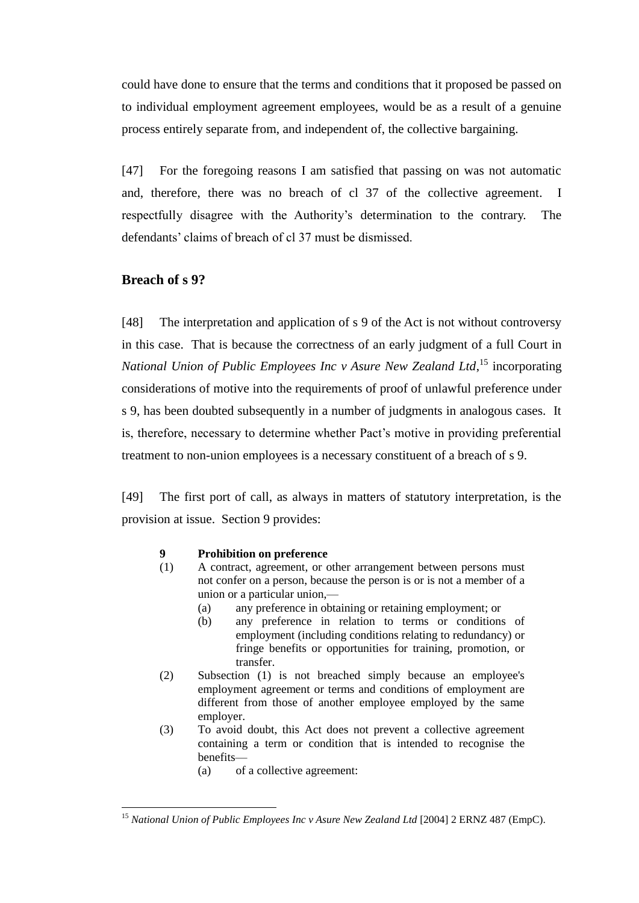could have done to ensure that the terms and conditions that it proposed be passed on to individual employment agreement employees, would be as a result of a genuine process entirely separate from, and independent of, the collective bargaining.

[47] For the foregoing reasons I am satisfied that passing on was not automatic and, therefore, there was no breach of cl 37 of the collective agreement. I respectfully disagree with the Authority's determination to the contrary. The defendants' claims of breach of cl 37 must be dismissed.

## Breach of s 9?

[48] The interpretation and application of s 9 of the Act is not without controversy in this case. That is because the correctness of an early judgment of a full Court in *National Union of Public Employees Inc v Asure New Zealand Ltd*,[15] incorporating considerations of motive into the requirements of proof of unlawful preference under s 9, has been doubted subsequently in a number of judgments in analogous cases. It is, therefore, necessary to determine whether Pact's motive in providing preferential treatment to non-union employees is a necessary constituent of a breach of s 9.

[49] The first port of call, as always in matters of statutory interpretation, is the provision at issue. Section 9 provides:

> **9 Prohibition on preference**
>
> (1) A contract, agreement, or other arrangement between persons must not confer on a person, because the person is or is not a member of a union or a particular union,—
>
> (a) any preference in obtaining or retaining employment; or
>
> (b) any preference in relation to terms or conditions of employment (including conditions relating to redundancy) or fringe benefits or opportunities for training, promotion, or transfer.
>
> (2) Subsection (1) is not breached simply because an employee's employment agreement or terms and conditions of employment are different from those of another employee employed by the same employer.
>
> (3) To avoid doubt, this Act does not prevent a collective agreement containing a term or condition that is intended to recognise the benefits—
>
> (a) of a collective agreement:

[15] *National Union of Public Employees Inc v Asure New Zealand Ltd* [2004] 2 ERNZ 487 (EmpC).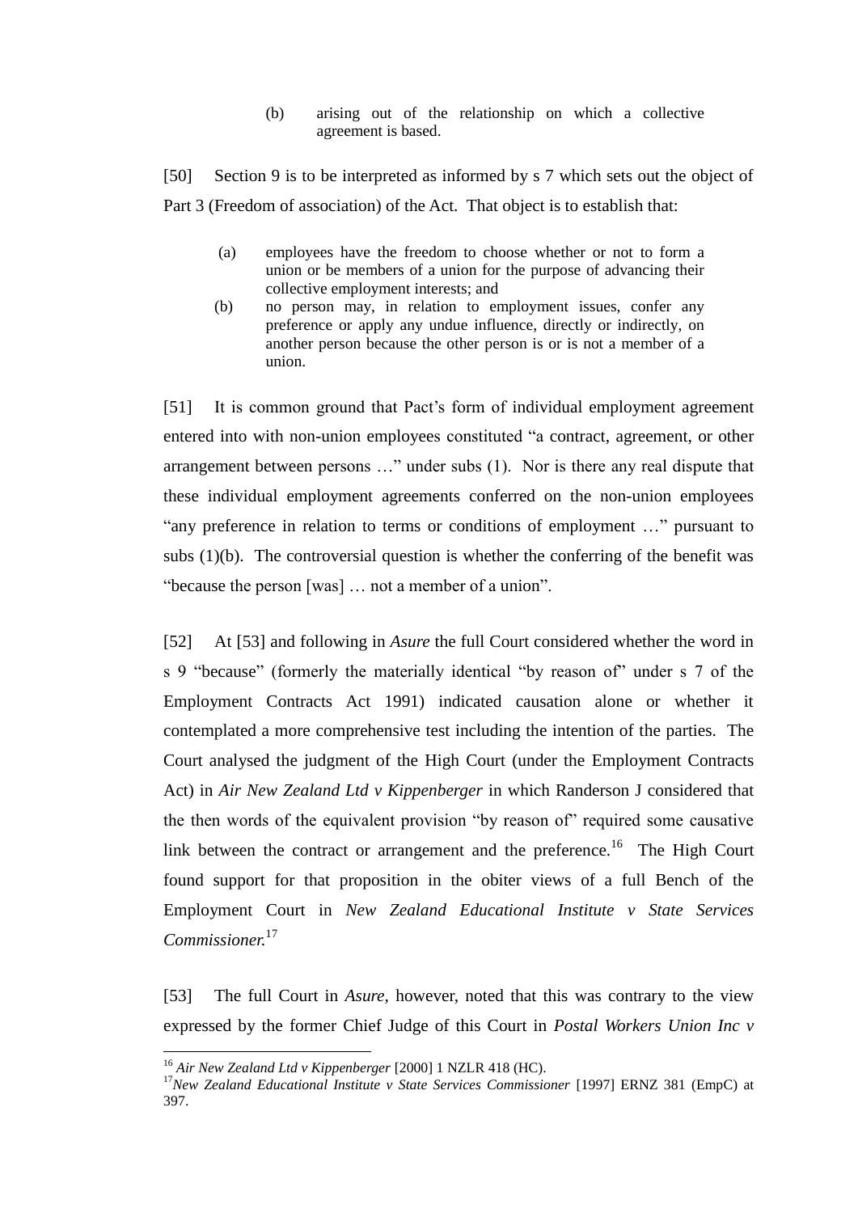> (b) arising out of the relationship on which a collective agreement is based.

[50] Section 9 is to be interpreted as informed by s 7 which sets out the object of Part 3 (Freedom of association) of the Act. That object is to establish that:

> (a) employees have the freedom to choose whether or not to form a union or be members of a union for the purpose of advancing their collective employment interests; and
>
> (b) no person may, in relation to employment issues, confer any preference or apply any undue influence, directly or indirectly, on another person because the other person is or is not a member of a union.

[51] It is common ground that Pact's form of individual employment agreement entered into with non-union employees constituted "a contract, agreement, or other arrangement between persons …" under subs (1). Nor is there any real dispute that these individual employment agreements conferred on the non-union employees "any preference in relation to terms or conditions of employment …" pursuant to subs (1)(b). The controversial question is whether the conferring of the benefit was "because the person [was] … not a member of a union".

[52] At [53] and following in *Asure* the full Court considered whether the word in s 9 "because" (formerly the materially identical "by reason of" under s 7 of the Employment Contracts Act 1991) indicated causation alone or whether it contemplated a more comprehensive test including the intention of the parties. The Court analysed the judgment of the High Court (under the Employment Contracts Act) in *Air New Zealand Ltd v Kippenberger* in which Randerson J considered that the then words of the equivalent provision "by reason of" required some causative link between the contract or arrangement and the preference.[16] The High Court found support for that proposition in the obiter views of a full Bench of the Employment Court in *New Zealand Educational Institute v State Services Commissioner.*[17]

[53] The full Court in *Asure*, however, noted that this was contrary to the view expressed by the former Chief Judge of this Court in *Postal Workers Union Inc v*

---

[16] *Air New Zealand Ltd v Kippenberger* [2000] 1 NZLR 418 (HC).

[17] *New Zealand Educational Institute v State Services Commissioner* [1997] ERNZ 381 (EmpC) at 397.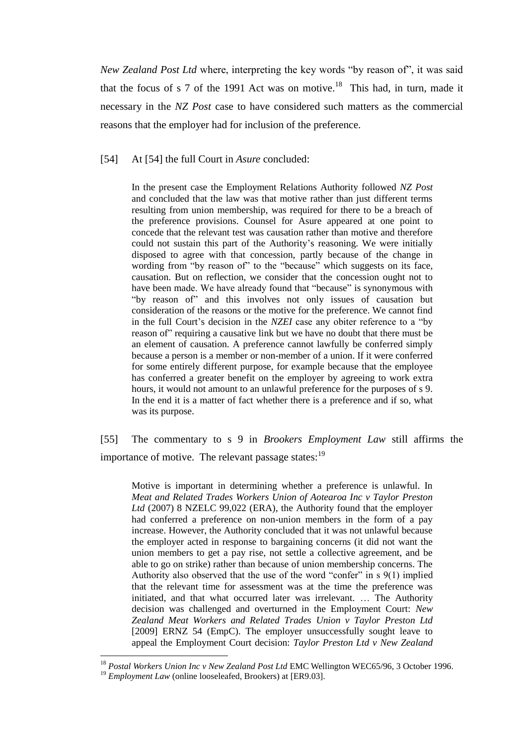*New Zealand Post Ltd* where, interpreting the key words "by reason of", it was said that the focus of s 7 of the 1991 Act was on motive.[18] This had, in turn, made it necessary in the *NZ Post* case to have considered such matters as the commercial reasons that the employer had for inclusion of the preference.

[54] At [54] the full Court in *Asure* concluded:

> In the present case the Employment Relations Authority followed *NZ Post* and concluded that the law was that motive rather than just different terms resulting from union membership, was required for there to be a breach of the preference provisions. Counsel for Asure appeared at one point to concede that the relevant test was causation rather than motive and therefore could not sustain this part of the Authority's reasoning. We were initially disposed to agree with that concession, partly because of the change in wording from "by reason of" to the "because" which suggests on its face, causation. But on reflection, we consider that the concession ought not to have been made. We have already found that "because" is synonymous with "by reason of" and this involves not only issues of causation but consideration of the reasons or the motive for the preference. We cannot find in the full Court's decision in the *NZEI* case any obiter reference to a "by reason of" requiring a causative link but we have no doubt that there must be an element of causation. A preference cannot lawfully be conferred simply because a person is a member or non-member of a union. If it were conferred for some entirely different purpose, for example because that the employee has conferred a greater benefit on the employer by agreeing to work extra hours, it would not amount to an unlawful preference for the purposes of s 9. In the end it is a matter of fact whether there is a preference and if so, what was its purpose.

[55] The commentary to s 9 in *Brookers Employment Law* still affirms the importance of motive. The relevant passage states:[19]

> Motive is important in determining whether a preference is unlawful. In *Meat and Related Trades Workers Union of Aotearoa Inc v Taylor Preston Ltd* (2007) 8 NZELC 99,022 (ERA), the Authority found that the employer had conferred a preference on non-union members in the form of a pay increase. However, the Authority concluded that it was not unlawful because the employer acted in response to bargaining concerns (it did not want the union members to get a pay rise, not settle a collective agreement, and be able to go on strike) rather than because of union membership concerns. The Authority also observed that the use of the word "confer" in s 9(1) implied that the relevant time for assessment was at the time the preference was initiated, and that what occurred later was irrelevant. … The Authority decision was challenged and overturned in the Employment Court: *New Zealand Meat Workers and Related Trades Union v Taylor Preston Ltd* [2009] ERNZ 54 (EmpC). The employer unsuccessfully sought leave to appeal the Employment Court decision: *Taylor Preston Ltd v New Zealand*

---

[18] *Postal Workers Union Inc v New Zealand Post Ltd* EMC Wellington WEC65/96, 3 October 1996.

[19] *Employment Law* (online looseleafed, Brookers) at [ER9.03].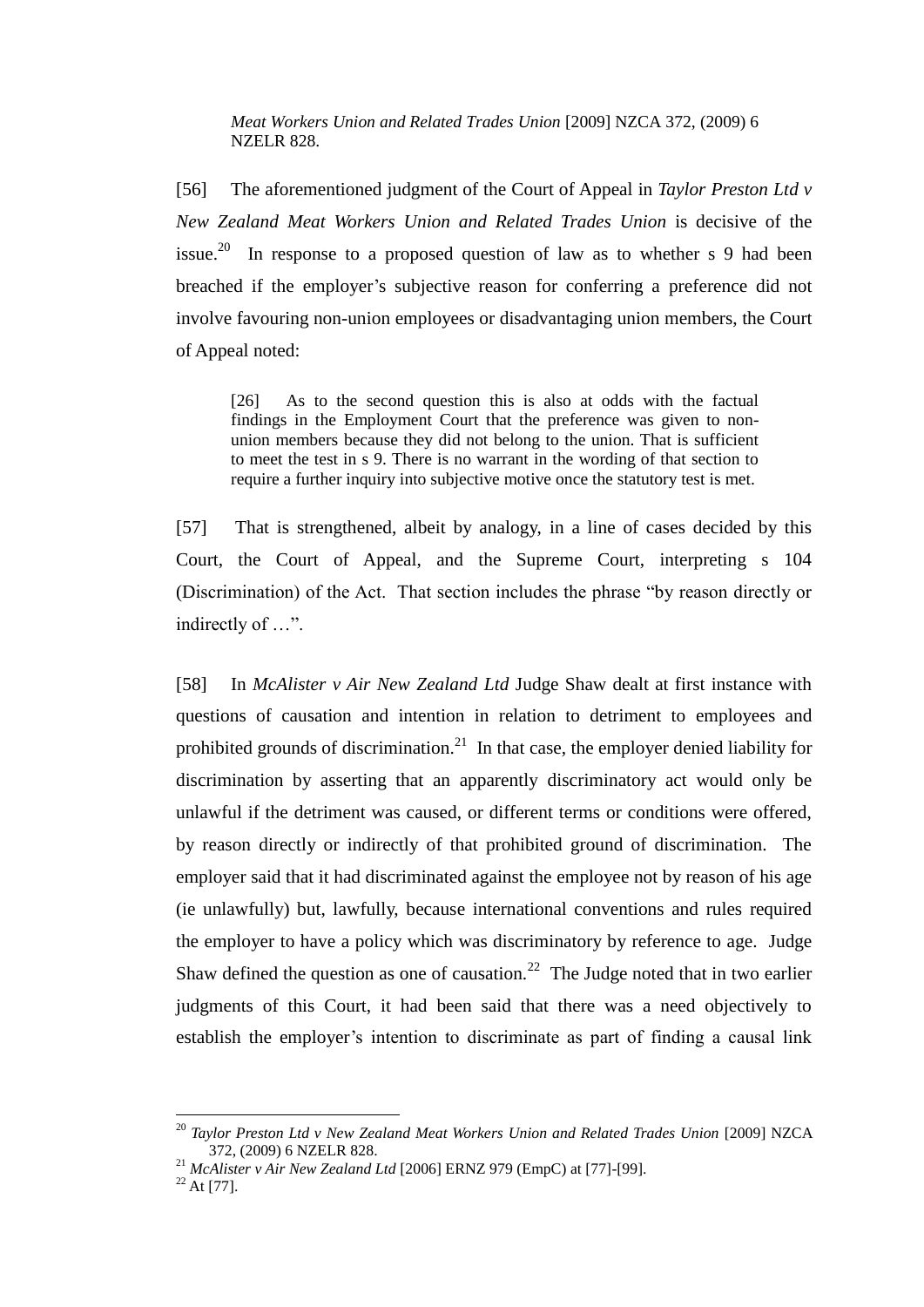*Meat Workers Union and Related Trades Union* [2009] NZCA 372, (2009) 6 NZELR 828.

[56] The aforementioned judgment of the Court of Appeal in *Taylor Preston Ltd v New Zealand Meat Workers Union and Related Trades Union* is decisive of the issue.[20] In response to a proposed question of law as to whether s 9 had been breached if the employer's subjective reason for conferring a preference did not involve favouring non-union employees or disadvantaging union members, the Court of Appeal noted:

> [26] As to the second question this is also at odds with the factual findings in the Employment Court that the preference was given to non-union members because they did not belong to the union. That is sufficient to meet the test in s 9. There is no warrant in the wording of that section to require a further inquiry into subjective motive once the statutory test is met.

[57] That is strengthened, albeit by analogy, in a line of cases decided by this Court, the Court of Appeal, and the Supreme Court, interpreting s 104 (Discrimination) of the Act. That section includes the phrase "by reason directly or indirectly of …".

[58] In *McAlister v Air New Zealand Ltd* Judge Shaw dealt at first instance with questions of causation and intention in relation to detriment to employees and prohibited grounds of discrimination.[21] In that case, the employer denied liability for discrimination by asserting that an apparently discriminatory act would only be unlawful if the detriment was caused, or different terms or conditions were offered, by reason directly or indirectly of that prohibited ground of discrimination. The employer said that it had discriminated against the employee not by reason of his age (ie unlawfully) but, lawfully, because international conventions and rules required the employer to have a policy which was discriminatory by reference to age. Judge Shaw defined the question as one of causation.[22] The Judge noted that in two earlier judgments of this Court, it had been said that there was a need objectively to establish the employer's intention to discriminate as part of finding a causal link

---

[20] *Taylor Preston Ltd v New Zealand Meat Workers Union and Related Trades Union* [2009] NZCA 372, (2009) 6 NZELR 828.

[21] *McAlister v Air New Zealand Ltd* [2006] ERNZ 979 (EmpC) at [77]-[99].

[22] At [77].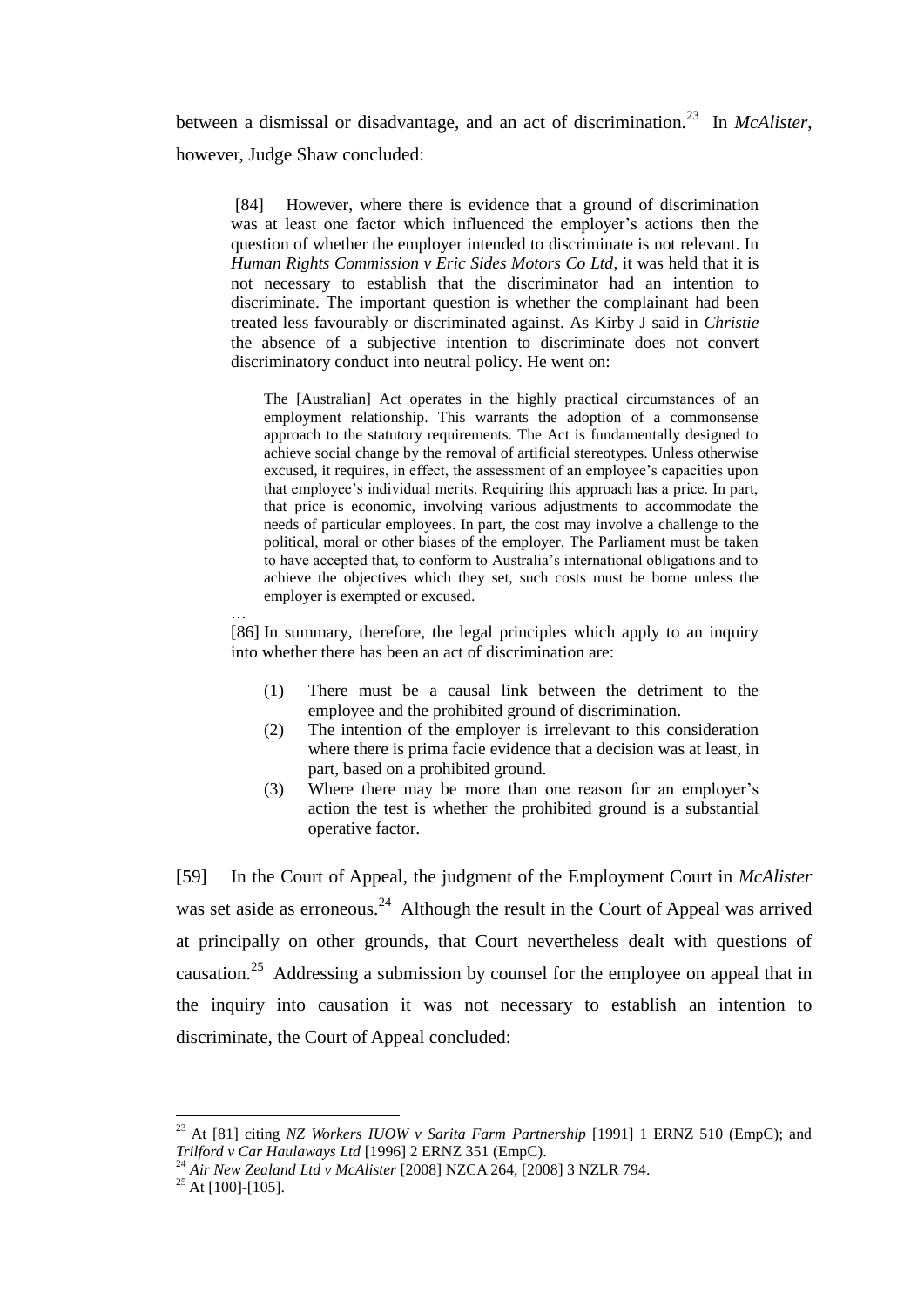between a dismissal or disadvantage, and an act of discrimination.[23] In *McAlister*, however, Judge Shaw concluded:

> [84] However, where there is evidence that a ground of discrimination was at least one factor which influenced the employer's actions then the question of whether the employer intended to discriminate is not relevant. In *Human Rights Commission v Eric Sides Motors Co Ltd*, it was held that it is not necessary to establish that the discriminator had an intention to discriminate. The important question is whether the complainant had been treated less favourably or discriminated against. As Kirby J said in *Christie* the absence of a subjective intention to discriminate does not convert discriminatory conduct into neutral policy. He went on:
>
> > The [Australian] Act operates in the highly practical circumstances of an employment relationship. This warrants the adoption of a commonsense approach to the statutory requirements. The Act is fundamentally designed to achieve social change by the removal of artificial stereotypes. Unless otherwise excused, it requires, in effect, the assessment of an employee's capacities upon that employee's individual merits. Requiring this approach has a price. In part, that price is economic, involving various adjustments to accommodate the needs of particular employees. In part, the cost may involve a challenge to the political, moral or other biases of the employer. The Parliament must be taken to have accepted that, to conform to Australia's international obligations and to achieve the objectives which they set, such costs must be borne unless the employer is exempted or excused.
>
> …
>
> [86] In summary, therefore, the legal principles which apply to an inquiry into whether there has been an act of discrimination are:
>
> (1) There must be a causal link between the detriment to the employee and the prohibited ground of discrimination.
> (2) The intention of the employer is irrelevant to this consideration where there is prima facie evidence that a decision was at least, in part, based on a prohibited ground.
> (3) Where there may be more than one reason for an employer's action the test is whether the prohibited ground is a substantial operative factor.

[59] In the Court of Appeal, the judgment of the Employment Court in *McAlister* was set aside as erroneous.[24] Although the result in the Court of Appeal was arrived at principally on other grounds, that Court nevertheless dealt with questions of causation.[25] Addressing a submission by counsel for the employee on appeal that in the inquiry into causation it was not necessary to establish an intention to discriminate, the Court of Appeal concluded:

---

[23] At [81] citing *NZ Workers IUOW v Sarita Farm Partnership* [1991] 1 ERNZ 510 (EmpC); and *Trilford v Car Haulaways Ltd* [1996] 2 ERNZ 351 (EmpC).

[24] *Air New Zealand Ltd v McAlister* [2008] NZCA 264, [2008] 3 NZLR 794.

[25] At [100]-[105].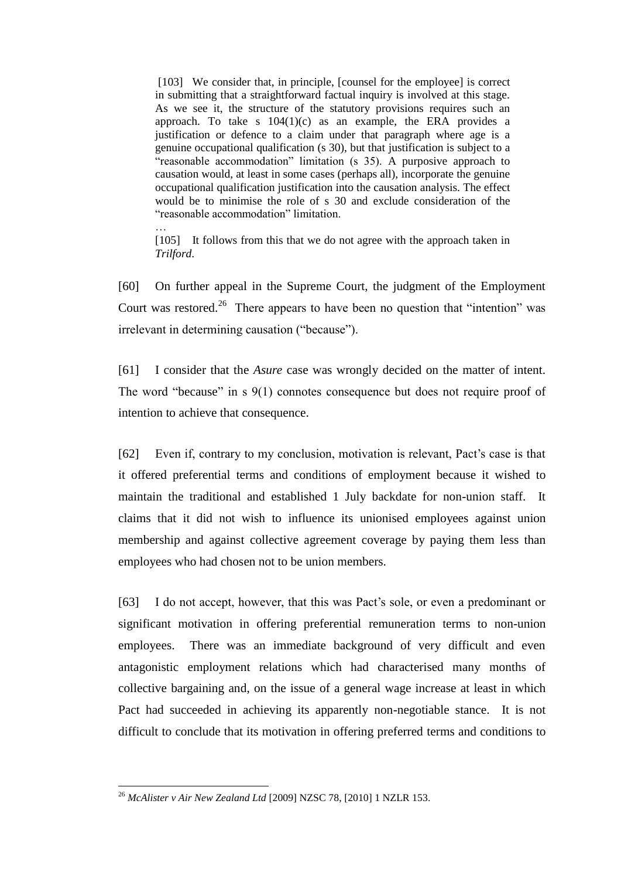> [103] We consider that, in principle, [counsel for the employee] is correct in submitting that a straightforward factual inquiry is involved at this stage. As we see it, the structure of the statutory provisions requires such an approach. To take s 104(1)(c) as an example, the ERA provides a justification or defence to a claim under that paragraph where age is a genuine occupational qualification (s 30), but that justification is subject to a "reasonable accommodation" limitation (s 35). A purposive approach to causation would, at least in some cases (perhaps all), incorporate the genuine occupational qualification justification into the causation analysis. The effect would be to minimise the role of s 30 and exclude consideration of the "reasonable accommodation" limitation.
>
> …
>
> [105] It follows from this that we do not agree with the approach taken in *Trilford*.

[60] On further appeal in the Supreme Court, the judgment of the Employment Court was restored.[26] There appears to have been no question that "intention" was irrelevant in determining causation ("because").

[61] I consider that the *Asure* case was wrongly decided on the matter of intent. The word "because" in s 9(1) connotes consequence but does not require proof of intention to achieve that consequence.

[62] Even if, contrary to my conclusion, motivation is relevant, Pact's case is that it offered preferential terms and conditions of employment because it wished to maintain the traditional and established 1 July backdate for non-union staff. It claims that it did not wish to influence its unionised employees against union membership and against collective agreement coverage by paying them less than employees who had chosen not to be union members.

[63] I do not accept, however, that this was Pact's sole, or even a predominant or significant motivation in offering preferential remuneration terms to non-union employees. There was an immediate background of very difficult and even antagonistic employment relations which had characterised many months of collective bargaining and, on the issue of a general wage increase at least in which Pact had succeeded in achieving its apparently non-negotiable stance. It is not difficult to conclude that its motivation in offering preferred terms and conditions to

---

[26] *McAlister v Air New Zealand Ltd* [2009] NZSC 78, [2010] 1 NZLR 153.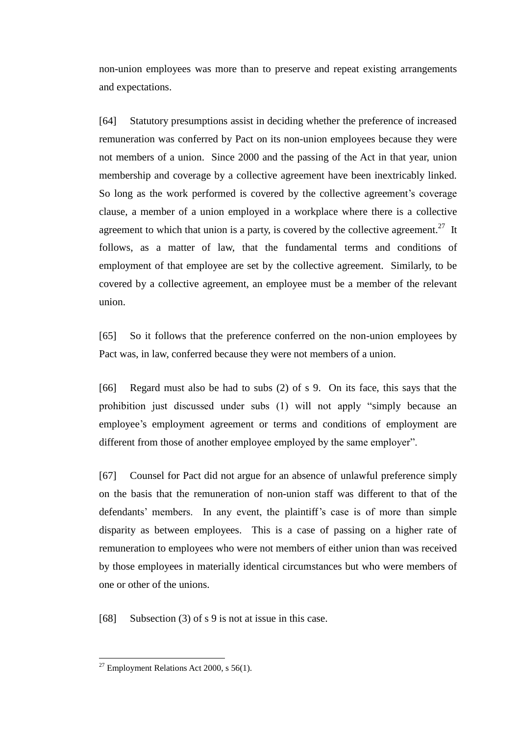non-union employees was more than to preserve and repeat existing arrangements and expectations.

[64] Statutory presumptions assist in deciding whether the preference of increased remuneration was conferred by Pact on its non-union employees because they were not members of a union. Since 2000 and the passing of the Act in that year, union membership and coverage by a collective agreement have been inextricably linked. So long as the work performed is covered by the collective agreement's coverage clause, a member of a union employed in a workplace where there is a collective agreement to which that union is a party, is covered by the collective agreement.[27] It follows, as a matter of law, that the fundamental terms and conditions of employment of that employee are set by the collective agreement. Similarly, to be covered by a collective agreement, an employee must be a member of the relevant union.

[65] So it follows that the preference conferred on the non-union employees by Pact was, in law, conferred because they were not members of a union.

[66] Regard must also be had to subs (2) of s 9. On its face, this says that the prohibition just discussed under subs (1) will not apply "simply because an employee's employment agreement or terms and conditions of employment are different from those of another employee employed by the same employer".

[67] Counsel for Pact did not argue for an absence of unlawful preference simply on the basis that the remuneration of non-union staff was different to that of the defendants' members. In any event, the plaintiff's case is of more than simple disparity as between employees. This is a case of passing on a higher rate of remuneration to employees who were not members of either union than was received by those employees in materially identical circumstances but who were members of one or other of the unions.

[68] Subsection (3) of s 9 is not at issue in this case.

---

[27] Employment Relations Act 2000, s 56(1).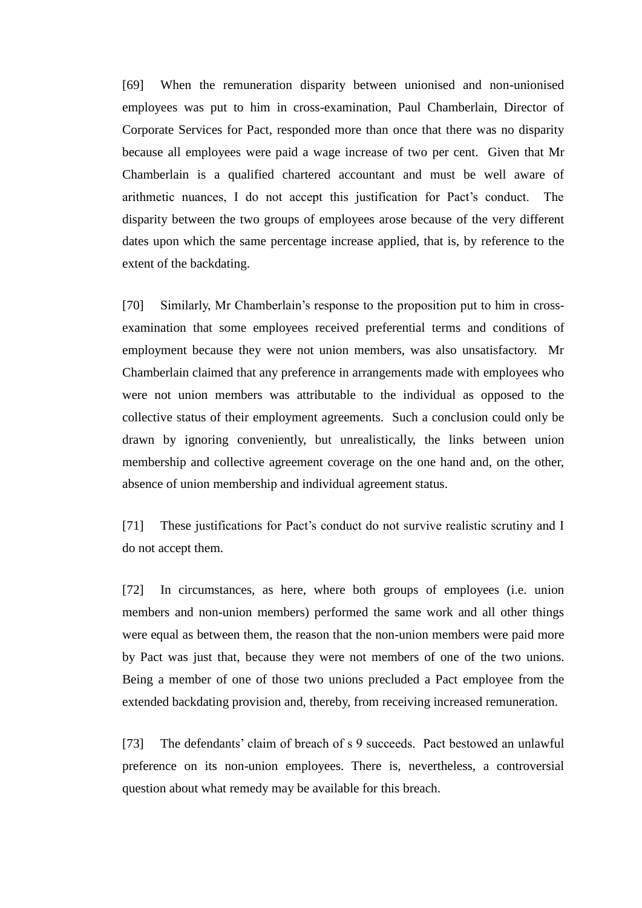[69] When the remuneration disparity between unionised and non-unionised employees was put to him in cross-examination, Paul Chamberlain, Director of Corporate Services for Pact, responded more than once that there was no disparity because all employees were paid a wage increase of two per cent. Given that Mr Chamberlain is a qualified chartered accountant and must be well aware of arithmetic nuances, I do not accept this justification for Pact's conduct. The disparity between the two groups of employees arose because of the very different dates upon which the same percentage increase applied, that is, by reference to the extent of the backdating.

[70] Similarly, Mr Chamberlain's response to the proposition put to him in cross-examination that some employees received preferential terms and conditions of employment because they were not union members, was also unsatisfactory. Mr Chamberlain claimed that any preference in arrangements made with employees who were not union members was attributable to the individual as opposed to the collective status of their employment agreements. Such a conclusion could only be drawn by ignoring conveniently, but unrealistically, the links between union membership and collective agreement coverage on the one hand and, on the other, absence of union membership and individual agreement status.

[71] These justifications for Pact's conduct do not survive realistic scrutiny and I do not accept them.

[72] In circumstances, as here, where both groups of employees (i.e. union members and non-union members) performed the same work and all other things were equal as between them, the reason that the non-union members were paid more by Pact was just that, because they were not members of one of the two unions. Being a member of one of those two unions precluded a Pact employee from the extended backdating provision and, thereby, from receiving increased remuneration.

[73] The defendants' claim of breach of s 9 succeeds. Pact bestowed an unlawful preference on its non-union employees. There is, nevertheless, a controversial question about what remedy may be available for this breach.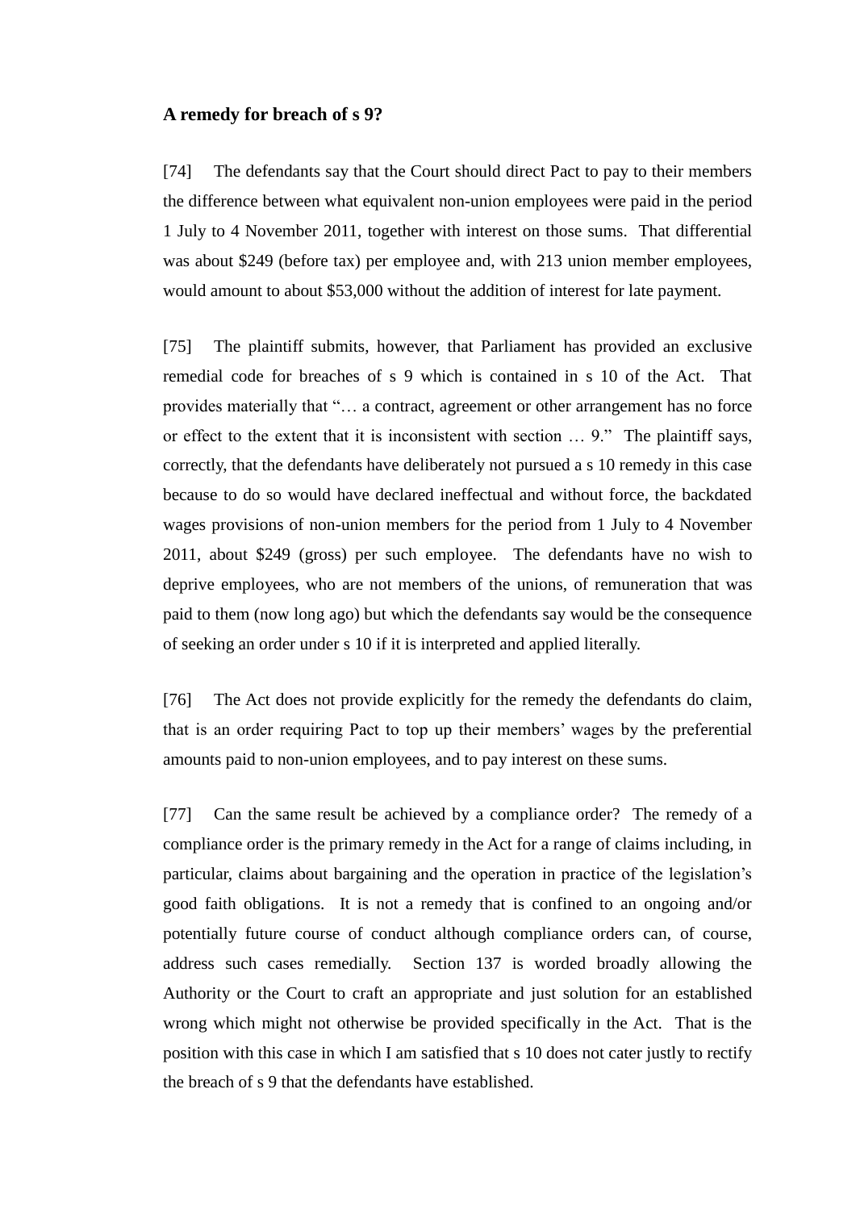### A remedy for breach of s 9?

[74] The defendants say that the Court should direct Pact to pay to their members the difference between what equivalent non-union employees were paid in the period 1 July to 4 November 2011, together with interest on those sums. That differential was about $249 (before tax) per employee and, with 213 union member employees, would amount to about $53,000 without the addition of interest for late payment.

[75] The plaintiff submits, however, that Parliament has provided an exclusive remedial code for breaches of s 9 which is contained in s 10 of the Act. That provides materially that "… a contract, agreement or other arrangement has no force or effect to the extent that it is inconsistent with section … 9." The plaintiff says, correctly, that the defendants have deliberately not pursued a s 10 remedy in this case because to do so would have declared ineffectual and without force, the backdated wages provisions of non-union members for the period from 1 July to 4 November 2011, about $249 (gross) per such employee. The defendants have no wish to deprive employees, who are not members of the unions, of remuneration that was paid to them (now long ago) but which the defendants say would be the consequence of seeking an order under s 10 if it is interpreted and applied literally.

[76] The Act does not provide explicitly for the remedy the defendants do claim, that is an order requiring Pact to top up their members' wages by the preferential amounts paid to non-union employees, and to pay interest on these sums.

[77] Can the same result be achieved by a compliance order? The remedy of a compliance order is the primary remedy in the Act for a range of claims including, in particular, claims about bargaining and the operation in practice of the legislation's good faith obligations. It is not a remedy that is confined to an ongoing and/or potentially future course of conduct although compliance orders can, of course, address such cases remedially. Section 137 is worded broadly allowing the Authority or the Court to craft an appropriate and just solution for an established wrong which might not otherwise be provided specifically in the Act. That is the position with this case in which I am satisfied that s 10 does not cater justly to rectify the breach of s 9 that the defendants have established.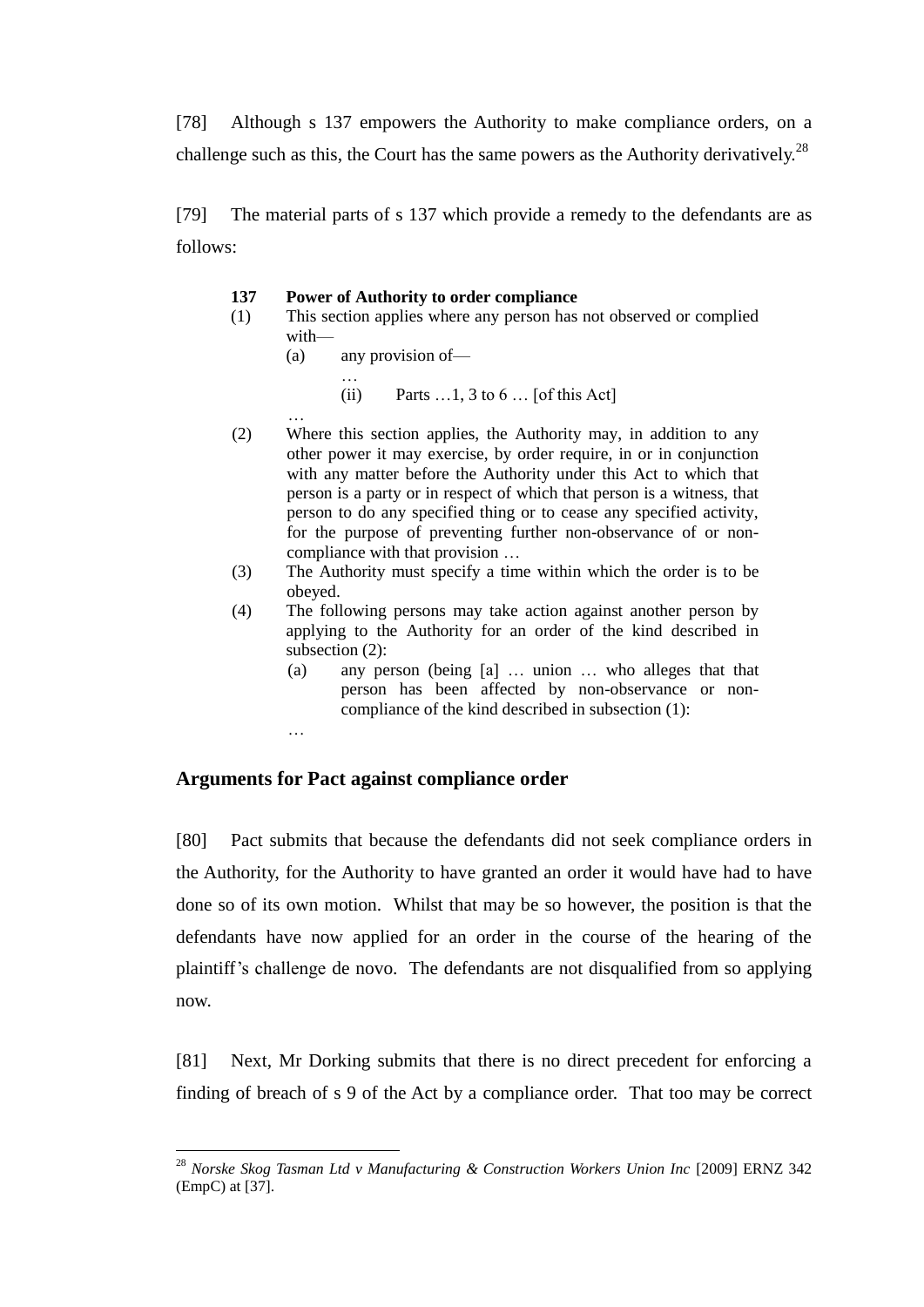[78] Although s 137 empowers the Authority to make compliance orders, on a challenge such as this, the Court has the same powers as the Authority derivatively.[28]

[79] The material parts of s 137 which provide a remedy to the defendants are as follows:

> **137 Power of Authority to order compliance**
>
> (1) This section applies where any person has not observed or complied with—
>
> (a) any provision of—
>
> …
>
> (ii) Parts …1, 3 to 6 … [of this Act]
>
> …
>
> (2) Where this section applies, the Authority may, in addition to any other power it may exercise, by order require, in or in conjunction with any matter before the Authority under this Act to which that person is a party or in respect of which that person is a witness, that person to do any specified thing or to cease any specified activity, for the purpose of preventing further non-observance of or non-compliance with that provision …
>
> (3) The Authority must specify a time within which the order is to be obeyed.
>
> (4) The following persons may take action against another person by applying to the Authority for an order of the kind described in subsection (2):
>
> (a) any person (being [a] … union … who alleges that that person has been affected by non-observance or non-compliance of the kind described in subsection (1):
>
> …

## Arguments for Pact against compliance order

[80] Pact submits that because the defendants did not seek compliance orders in the Authority, for the Authority to have granted an order it would have had to have done so of its own motion. Whilst that may be so however, the position is that the defendants have now applied for an order in the course of the hearing of the plaintiff's challenge de novo. The defendants are not disqualified from so applying now.

[81] Next, Mr Dorking submits that there is no direct precedent for enforcing a finding of breach of s 9 of the Act by a compliance order. That too may be correct

[28] *Norske Skog Tasman Ltd v Manufacturing & Construction Workers Union Inc* [2009] ERNZ 342 (EmpC) at [37].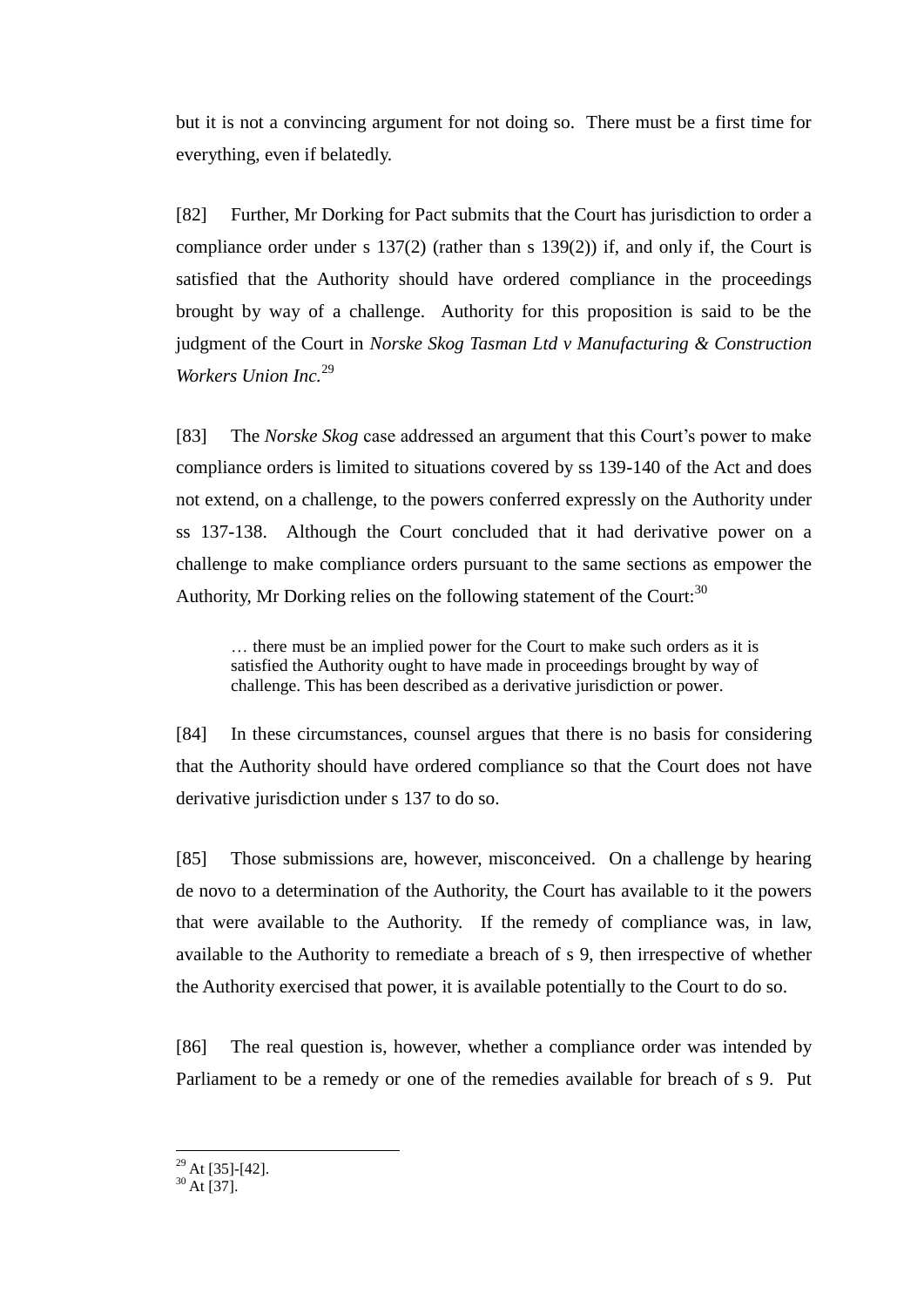but it is not a convincing argument for not doing so. There must be a first time for everything, even if belatedly.

[82] Further, Mr Dorking for Pact submits that the Court has jurisdiction to order a compliance order under s 137(2) (rather than s 139(2)) if, and only if, the Court is satisfied that the Authority should have ordered compliance in the proceedings brought by way of a challenge. Authority for this proposition is said to be the judgment of the Court in *Norske Skog Tasman Ltd v Manufacturing & Construction Workers Union Inc.*[29]

[83] The *Norske Skog* case addressed an argument that this Court's power to make compliance orders is limited to situations covered by ss 139-140 of the Act and does not extend, on a challenge, to the powers conferred expressly on the Authority under ss 137-138. Although the Court concluded that it had derivative power on a challenge to make compliance orders pursuant to the same sections as empower the Authority, Mr Dorking relies on the following statement of the Court:[30]

> … there must be an implied power for the Court to make such orders as it is satisfied the Authority ought to have made in proceedings brought by way of challenge. This has been described as a derivative jurisdiction or power.

[84] In these circumstances, counsel argues that there is no basis for considering that the Authority should have ordered compliance so that the Court does not have derivative jurisdiction under s 137 to do so.

[85] Those submissions are, however, misconceived. On a challenge by hearing de novo to a determination of the Authority, the Court has available to it the powers that were available to the Authority. If the remedy of compliance was, in law, available to the Authority to remediate a breach of s 9, then irrespective of whether the Authority exercised that power, it is available potentially to the Court to do so.

[86] The real question is, however, whether a compliance order was intended by Parliament to be a remedy or one of the remedies available for breach of s 9. Put

---

[29] At [35]-[42].

[30] At [37].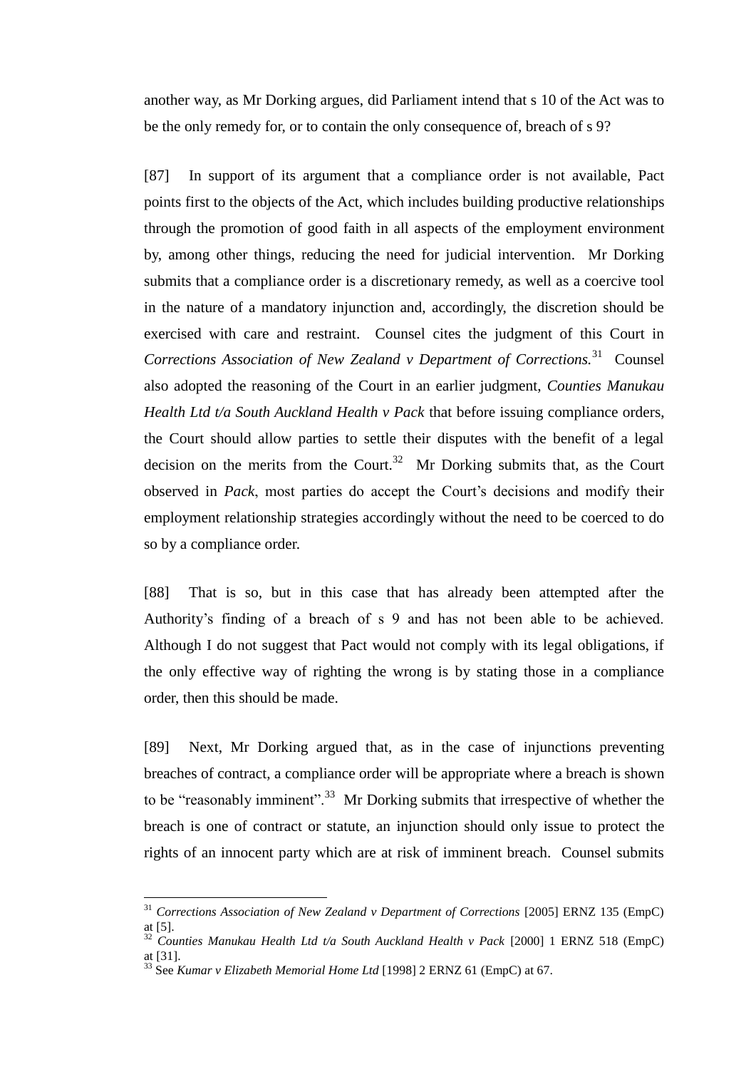another way, as Mr Dorking argues, did Parliament intend that s 10 of the Act was to be the only remedy for, or to contain the only consequence of, breach of s 9?

[87] In support of its argument that a compliance order is not available, Pact points first to the objects of the Act, which includes building productive relationships through the promotion of good faith in all aspects of the employment environment by, among other things, reducing the need for judicial intervention. Mr Dorking submits that a compliance order is a discretionary remedy, as well as a coercive tool in the nature of a mandatory injunction and, accordingly, the discretion should be exercised with care and restraint. Counsel cites the judgment of this Court in *Corrections Association of New Zealand v Department of Corrections.*[31] Counsel also adopted the reasoning of the Court in an earlier judgment, *Counties Manukau Health Ltd t/a South Auckland Health v Pack* that before issuing compliance orders, the Court should allow parties to settle their disputes with the benefit of a legal decision on the merits from the Court.[32] Mr Dorking submits that, as the Court observed in *Pack*, most parties do accept the Court's decisions and modify their employment relationship strategies accordingly without the need to be coerced to do so by a compliance order.

[88] That is so, but in this case that has already been attempted after the Authority's finding of a breach of s 9 and has not been able to be achieved. Although I do not suggest that Pact would not comply with its legal obligations, if the only effective way of righting the wrong is by stating those in a compliance order, then this should be made.

[89] Next, Mr Dorking argued that, as in the case of injunctions preventing breaches of contract, a compliance order will be appropriate where a breach is shown to be "reasonably imminent".[33] Mr Dorking submits that irrespective of whether the breach is one of contract or statute, an injunction should only issue to protect the rights of an innocent party which are at risk of imminent breach. Counsel submits

---

[31] *Corrections Association of New Zealand v Department of Corrections* [2005] ERNZ 135 (EmpC) at [5].

[32] *Counties Manukau Health Ltd t/a South Auckland Health v Pack* [2000] 1 ERNZ 518 (EmpC) at [31].

[33] See *Kumar v Elizabeth Memorial Home Ltd* [1998] 2 ERNZ 61 (EmpC) at 67.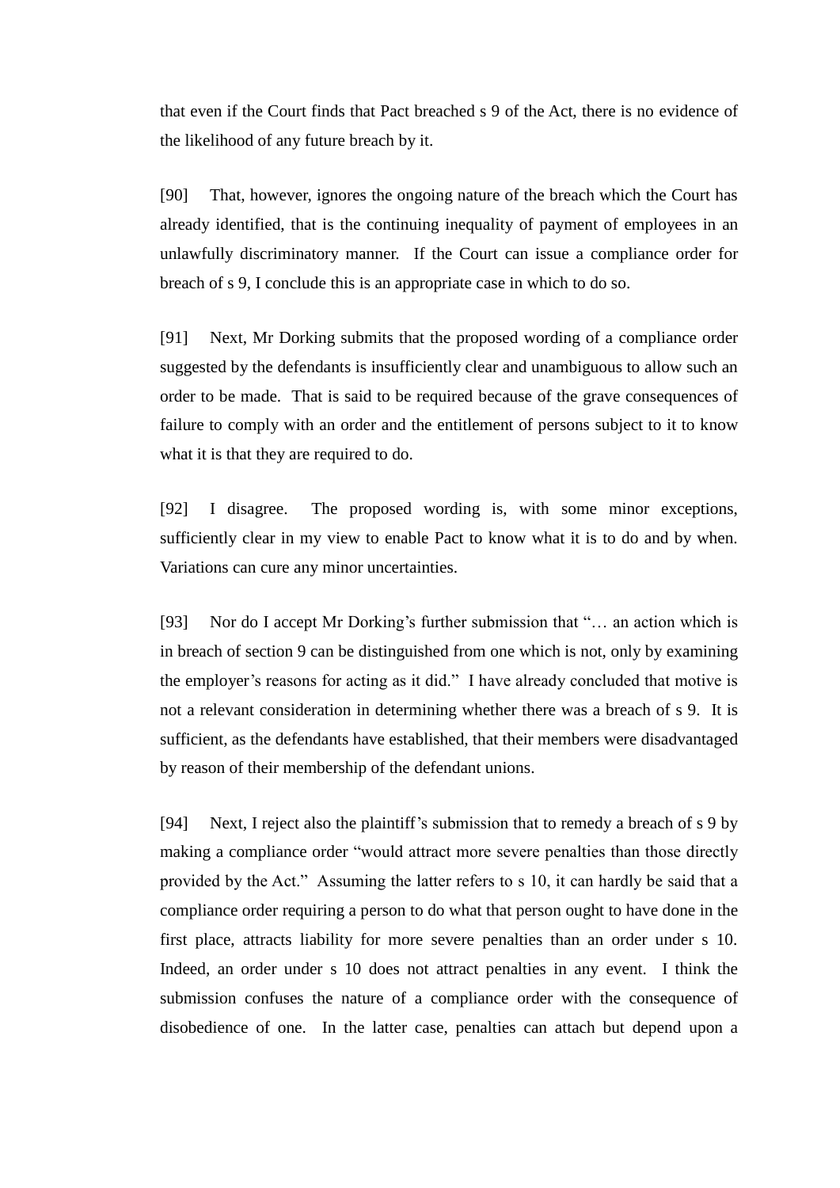that even if the Court finds that Pact breached s 9 of the Act, there is no evidence of the likelihood of any future breach by it.

[90] That, however, ignores the ongoing nature of the breach which the Court has already identified, that is the continuing inequality of payment of employees in an unlawfully discriminatory manner. If the Court can issue a compliance order for breach of s 9, I conclude this is an appropriate case in which to do so.

[91] Next, Mr Dorking submits that the proposed wording of a compliance order suggested by the defendants is insufficiently clear and unambiguous to allow such an order to be made. That is said to be required because of the grave consequences of failure to comply with an order and the entitlement of persons subject to it to know what it is that they are required to do.

[92] I disagree. The proposed wording is, with some minor exceptions, sufficiently clear in my view to enable Pact to know what it is to do and by when. Variations can cure any minor uncertainties.

[93] Nor do I accept Mr Dorking's further submission that "… an action which is in breach of section 9 can be distinguished from one which is not, only by examining the employer's reasons for acting as it did." I have already concluded that motive is not a relevant consideration in determining whether there was a breach of s 9. It is sufficient, as the defendants have established, that their members were disadvantaged by reason of their membership of the defendant unions.

[94] Next, I reject also the plaintiff's submission that to remedy a breach of s 9 by making a compliance order "would attract more severe penalties than those directly provided by the Act." Assuming the latter refers to s 10, it can hardly be said that a compliance order requiring a person to do what that person ought to have done in the first place, attracts liability for more severe penalties than an order under s 10. Indeed, an order under s 10 does not attract penalties in any event. I think the submission confuses the nature of a compliance order with the consequence of disobedience of one. In the latter case, penalties can attach but depend upon a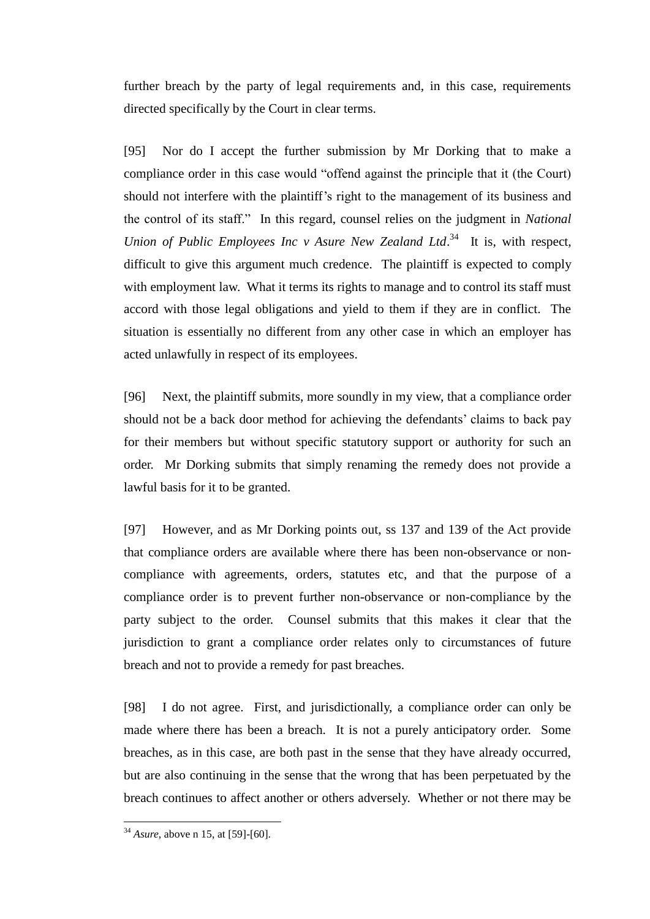further breach by the party of legal requirements and, in this case, requirements directed specifically by the Court in clear terms.

[95] Nor do I accept the further submission by Mr Dorking that to make a compliance order in this case would "offend against the principle that it (the Court) should not interfere with the plaintiff's right to the management of its business and the control of its staff." In this regard, counsel relies on the judgment in *National Union of Public Employees Inc v Asure New Zealand Ltd*.[34] It is, with respect, difficult to give this argument much credence. The plaintiff is expected to comply with employment law. What it terms its rights to manage and to control its staff must accord with those legal obligations and yield to them if they are in conflict. The situation is essentially no different from any other case in which an employer has acted unlawfully in respect of its employees.

[96] Next, the plaintiff submits, more soundly in my view, that a compliance order should not be a back door method for achieving the defendants' claims to back pay for their members but without specific statutory support or authority for such an order. Mr Dorking submits that simply renaming the remedy does not provide a lawful basis for it to be granted.

[97] However, and as Mr Dorking points out, ss 137 and 139 of the Act provide that compliance orders are available where there has been non-observance or non-compliance with agreements, orders, statutes etc, and that the purpose of a compliance order is to prevent further non-observance or non-compliance by the party subject to the order. Counsel submits that this makes it clear that the jurisdiction to grant a compliance order relates only to circumstances of future breach and not to provide a remedy for past breaches.

[98] I do not agree. First, and jurisdictionally, a compliance order can only be made where there has been a breach. It is not a purely anticipatory order. Some breaches, as in this case, are both past in the sense that they have already occurred, but are also continuing in the sense that the wrong that has been perpetuated by the breach continues to affect another or others adversely. Whether or not there may be

[34] *Asure*, above n 15, at [59]-[60].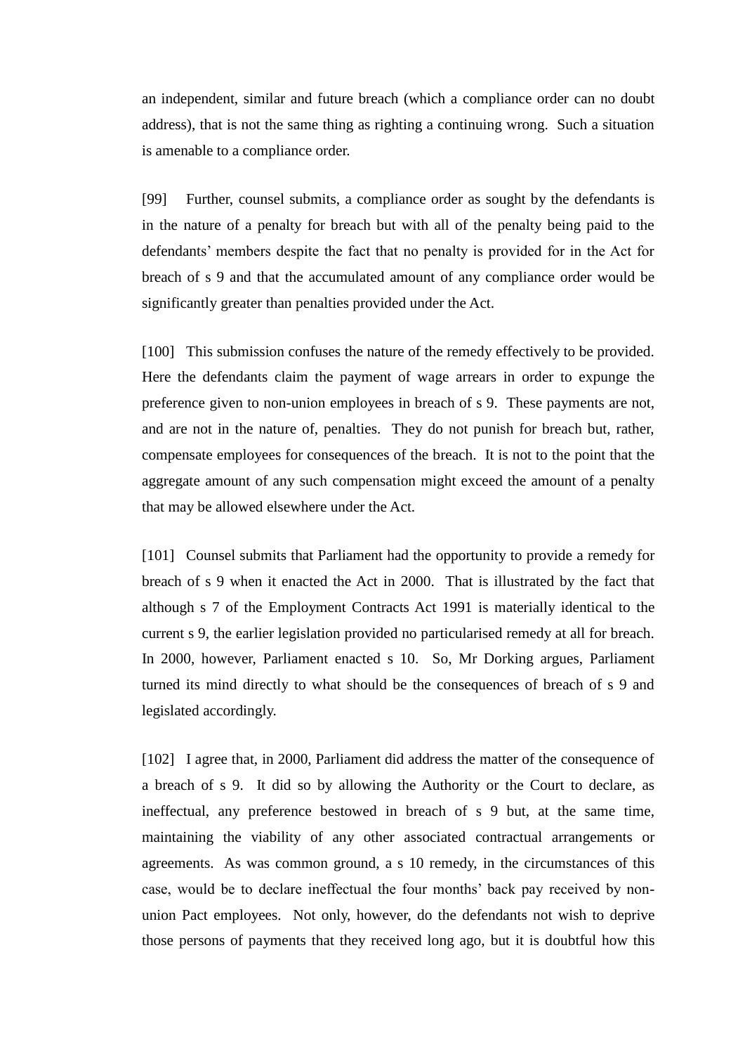an independent, similar and future breach (which a compliance order can no doubt address), that is not the same thing as righting a continuing wrong. Such a situation is amenable to a compliance order.

[99] Further, counsel submits, a compliance order as sought by the defendants is in the nature of a penalty for breach but with all of the penalty being paid to the defendants' members despite the fact that no penalty is provided for in the Act for breach of s 9 and that the accumulated amount of any compliance order would be significantly greater than penalties provided under the Act.

[100] This submission confuses the nature of the remedy effectively to be provided. Here the defendants claim the payment of wage arrears in order to expunge the preference given to non-union employees in breach of s 9. These payments are not, and are not in the nature of, penalties. They do not punish for breach but, rather, compensate employees for consequences of the breach. It is not to the point that the aggregate amount of any such compensation might exceed the amount of a penalty that may be allowed elsewhere under the Act.

[101] Counsel submits that Parliament had the opportunity to provide a remedy for breach of s 9 when it enacted the Act in 2000. That is illustrated by the fact that although s 7 of the Employment Contracts Act 1991 is materially identical to the current s 9, the earlier legislation provided no particularised remedy at all for breach. In 2000, however, Parliament enacted s 10. So, Mr Dorking argues, Parliament turned its mind directly to what should be the consequences of breach of s 9 and legislated accordingly.

[102] I agree that, in 2000, Parliament did address the matter of the consequence of a breach of s 9. It did so by allowing the Authority or the Court to declare, as ineffectual, any preference bestowed in breach of s 9 but, at the same time, maintaining the viability of any other associated contractual arrangements or agreements. As was common ground, a s 10 remedy, in the circumstances of this case, would be to declare ineffectual the four months' back pay received by non-union Pact employees. Not only, however, do the defendants not wish to deprive those persons of payments that they received long ago, but it is doubtful how this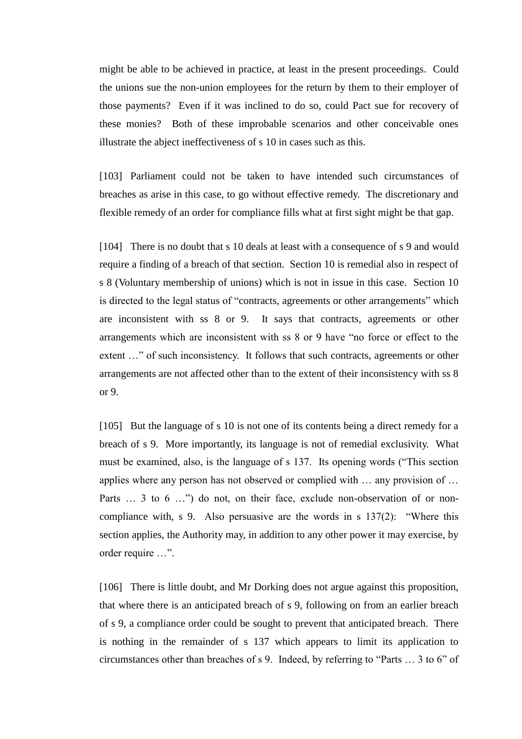might be able to be achieved in practice, at least in the present proceedings. Could the unions sue the non-union employees for the return by them to their employer of those payments? Even if it was inclined to do so, could Pact sue for recovery of these monies? Both of these improbable scenarios and other conceivable ones illustrate the abject ineffectiveness of s 10 in cases such as this.

[103] Parliament could not be taken to have intended such circumstances of breaches as arise in this case, to go without effective remedy. The discretionary and flexible remedy of an order for compliance fills what at first sight might be that gap.

[104] There is no doubt that s 10 deals at least with a consequence of s 9 and would require a finding of a breach of that section. Section 10 is remedial also in respect of s 8 (Voluntary membership of unions) which is not in issue in this case. Section 10 is directed to the legal status of "contracts, agreements or other arrangements" which are inconsistent with ss 8 or 9. It says that contracts, agreements or other arrangements which are inconsistent with ss 8 or 9 have "no force or effect to the extent …" of such inconsistency. It follows that such contracts, agreements or other arrangements are not affected other than to the extent of their inconsistency with ss 8 or 9.

[105] But the language of s 10 is not one of its contents being a direct remedy for a breach of s 9. More importantly, its language is not of remedial exclusivity. What must be examined, also, is the language of s 137. Its opening words ("This section applies where any person has not observed or complied with … any provision of … Parts … 3 to 6 …") do not, on their face, exclude non-observation of or non-compliance with, s 9. Also persuasive are the words in s 137(2): "Where this section applies, the Authority may, in addition to any other power it may exercise, by order require …".

[106] There is little doubt, and Mr Dorking does not argue against this proposition, that where there is an anticipated breach of s 9, following on from an earlier breach of s 9, a compliance order could be sought to prevent that anticipated breach. There is nothing in the remainder of s 137 which appears to limit its application to circumstances other than breaches of s 9. Indeed, by referring to "Parts … 3 to 6" of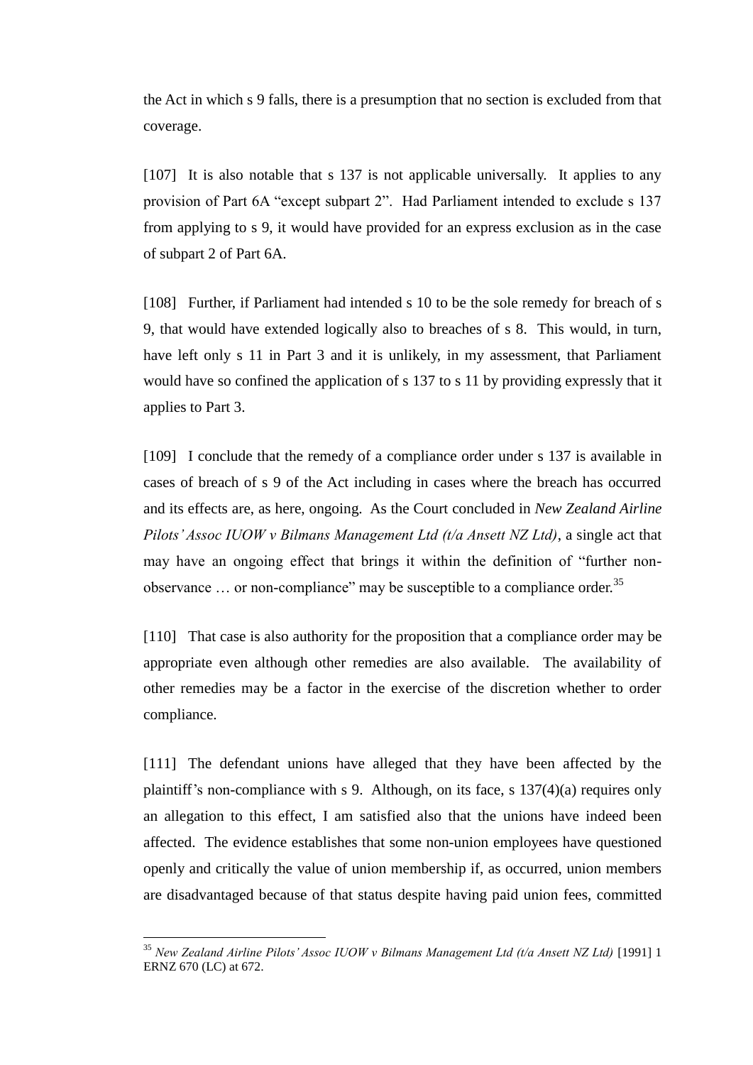the Act in which s 9 falls, there is a presumption that no section is excluded from that coverage.

[107] It is also notable that s 137 is not applicable universally. It applies to any provision of Part 6A "except subpart 2". Had Parliament intended to exclude s 137 from applying to s 9, it would have provided for an express exclusion as in the case of subpart 2 of Part 6A.

[108] Further, if Parliament had intended s 10 to be the sole remedy for breach of s 9, that would have extended logically also to breaches of s 8. This would, in turn, have left only s 11 in Part 3 and it is unlikely, in my assessment, that Parliament would have so confined the application of s 137 to s 11 by providing expressly that it applies to Part 3.

[109] I conclude that the remedy of a compliance order under s 137 is available in cases of breach of s 9 of the Act including in cases where the breach has occurred and its effects are, as here, ongoing. As the Court concluded in *New Zealand Airline Pilots' Assoc IUOW v Bilmans Management Ltd (t/a Ansett NZ Ltd)*, a single act that may have an ongoing effect that brings it within the definition of "further non-observance … or non-compliance" may be susceptible to a compliance order.[35]

[110] That case is also authority for the proposition that a compliance order may be appropriate even although other remedies are also available. The availability of other remedies may be a factor in the exercise of the discretion whether to order compliance.

[111] The defendant unions have alleged that they have been affected by the plaintiff's non-compliance with s 9. Although, on its face, s 137(4)(a) requires only an allegation to this effect, I am satisfied also that the unions have indeed been affected. The evidence establishes that some non-union employees have questioned openly and critically the value of union membership if, as occurred, union members are disadvantaged because of that status despite having paid union fees, committed

---

[35] *New Zealand Airline Pilots' Assoc IUOW v Bilmans Management Ltd (t/a Ansett NZ Ltd)* [1991] 1 ERNZ 670 (LC) at 672.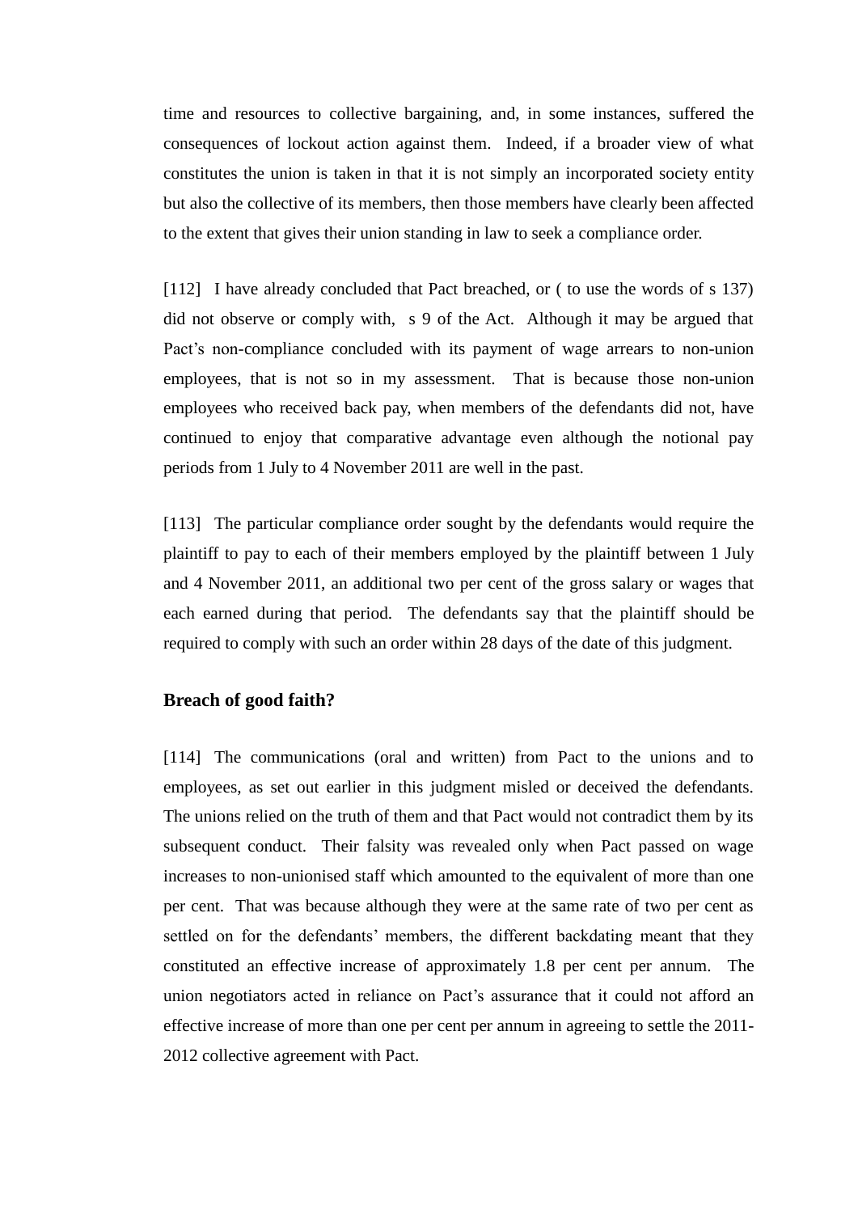time and resources to collective bargaining, and, in some instances, suffered the consequences of lockout action against them. Indeed, if a broader view of what constitutes the union is taken in that it is not simply an incorporated society entity but also the collective of its members, then those members have clearly been affected to the extent that gives their union standing in law to seek a compliance order.

[112] I have already concluded that Pact breached, or ( to use the words of s 137) did not observe or comply with, s 9 of the Act. Although it may be argued that Pact's non-compliance concluded with its payment of wage arrears to non-union employees, that is not so in my assessment. That is because those non-union employees who received back pay, when members of the defendants did not, have continued to enjoy that comparative advantage even although the notional pay periods from 1 July to 4 November 2011 are well in the past.

[113] The particular compliance order sought by the defendants would require the plaintiff to pay to each of their members employed by the plaintiff between 1 July and 4 November 2011, an additional two per cent of the gross salary or wages that each earned during that period. The defendants say that the plaintiff should be required to comply with such an order within 28 days of the date of this judgment.

**Breach of good faith?**

[114] The communications (oral and written) from Pact to the unions and to employees, as set out earlier in this judgment misled or deceived the defendants. The unions relied on the truth of them and that Pact would not contradict them by its subsequent conduct. Their falsity was revealed only when Pact passed on wage increases to non-unionised staff which amounted to the equivalent of more than one per cent. That was because although they were at the same rate of two per cent as settled on for the defendants' members, the different backdating meant that they constituted an effective increase of approximately 1.8 per cent per annum. The union negotiators acted in reliance on Pact's assurance that it could not afford an effective increase of more than one per cent per annum in agreeing to settle the 2011-2012 collective agreement with Pact.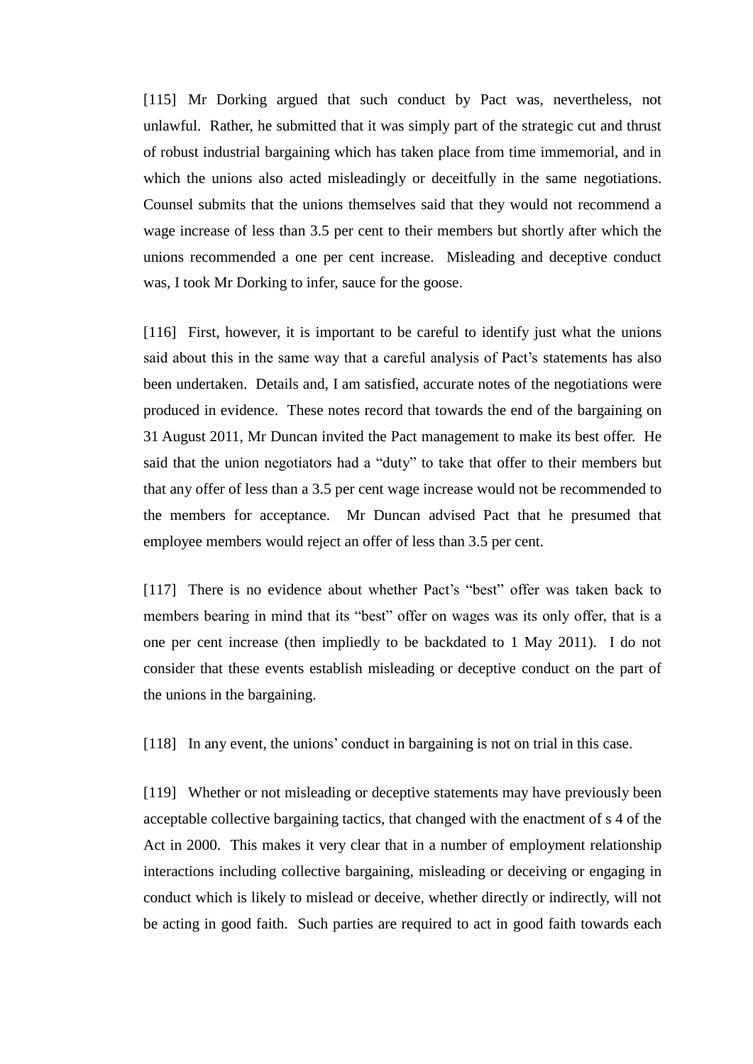[115] Mr Dorking argued that such conduct by Pact was, nevertheless, not unlawful. Rather, he submitted that it was simply part of the strategic cut and thrust of robust industrial bargaining which has taken place from time immemorial, and in which the unions also acted misleadingly or deceitfully in the same negotiations. Counsel submits that the unions themselves said that they would not recommend a wage increase of less than 3.5 per cent to their members but shortly after which the unions recommended a one per cent increase. Misleading and deceptive conduct was, I took Mr Dorking to infer, sauce for the goose.

[116] First, however, it is important to be careful to identify just what the unions said about this in the same way that a careful analysis of Pact's statements has also been undertaken. Details and, I am satisfied, accurate notes of the negotiations were produced in evidence. These notes record that towards the end of the bargaining on 31 August 2011, Mr Duncan invited the Pact management to make its best offer. He said that the union negotiators had a "duty" to take that offer to their members but that any offer of less than a 3.5 per cent wage increase would not be recommended to the members for acceptance. Mr Duncan advised Pact that he presumed that employee members would reject an offer of less than 3.5 per cent.

[117] There is no evidence about whether Pact's "best" offer was taken back to members bearing in mind that its "best" offer on wages was its only offer, that is a one per cent increase (then impliedly to be backdated to 1 May 2011). I do not consider that these events establish misleading or deceptive conduct on the part of the unions in the bargaining.

[118] In any event, the unions' conduct in bargaining is not on trial in this case.

[119] Whether or not misleading or deceptive statements may have previously been acceptable collective bargaining tactics, that changed with the enactment of s 4 of the Act in 2000. This makes it very clear that in a number of employment relationship interactions including collective bargaining, misleading or deceiving or engaging in conduct which is likely to mislead or deceive, whether directly or indirectly, will not be acting in good faith. Such parties are required to act in good faith towards each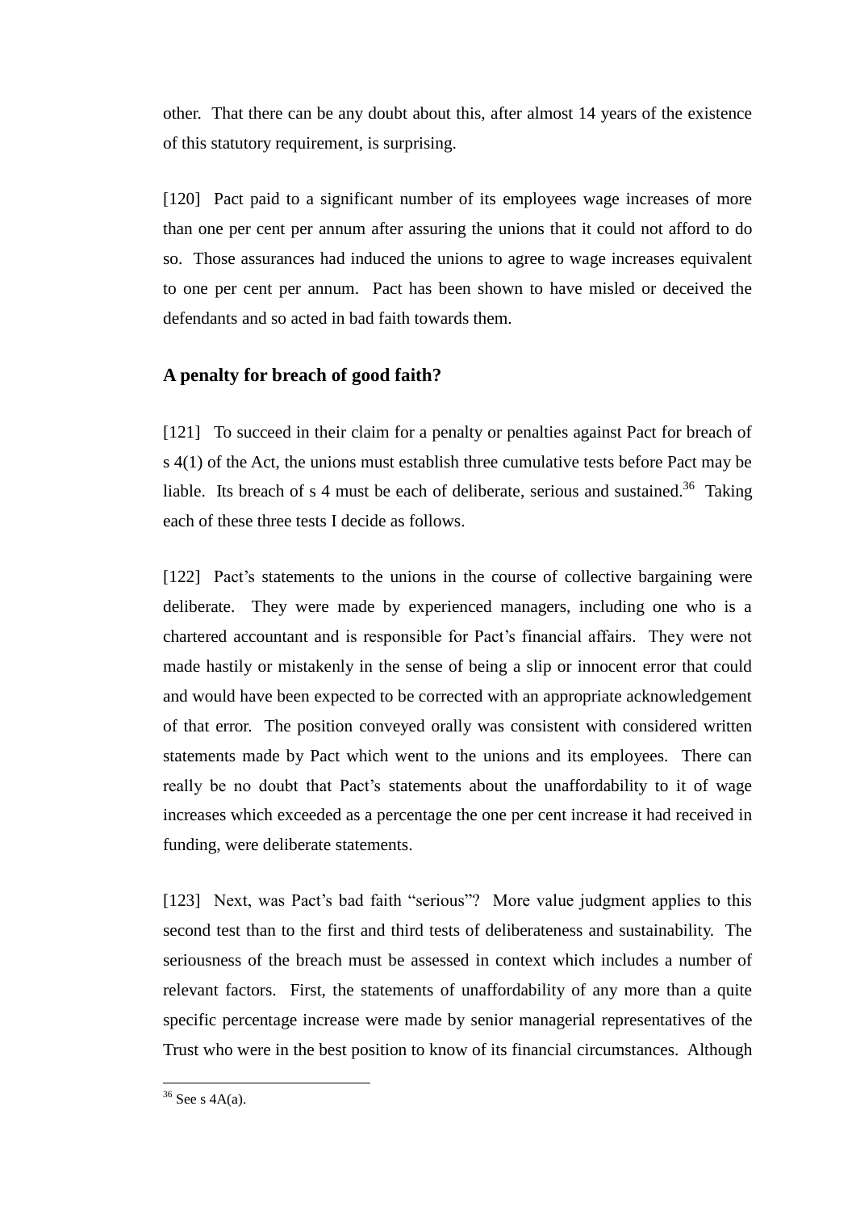other. That there can be any doubt about this, after almost 14 years of the existence of this statutory requirement, is surprising.

[120] Pact paid to a significant number of its employees wage increases of more than one per cent per annum after assuring the unions that it could not afford to do so. Those assurances had induced the unions to agree to wage increases equivalent to one per cent per annum. Pact has been shown to have misled or deceived the defendants and so acted in bad faith towards them.

### A penalty for breach of good faith?

[121] To succeed in their claim for a penalty or penalties against Pact for breach of s 4(1) of the Act, the unions must establish three cumulative tests before Pact may be liable. Its breach of s 4 must be each of deliberate, serious and sustained.[36] Taking each of these three tests I decide as follows.

[122] Pact's statements to the unions in the course of collective bargaining were deliberate. They were made by experienced managers, including one who is a chartered accountant and is responsible for Pact's financial affairs. They were not made hastily or mistakenly in the sense of being a slip or innocent error that could and would have been expected to be corrected with an appropriate acknowledgement of that error. The position conveyed orally was consistent with considered written statements made by Pact which went to the unions and its employees. There can really be no doubt that Pact's statements about the unaffordability to it of wage increases which exceeded as a percentage the one per cent increase it had received in funding, were deliberate statements.

[123] Next, was Pact's bad faith "serious"? More value judgment applies to this second test than to the first and third tests of deliberateness and sustainability. The seriousness of the breach must be assessed in context which includes a number of relevant factors. First, the statements of unaffordability of any more than a quite specific percentage increase were made by senior managerial representatives of the Trust who were in the best position to know of its financial circumstances. Although

---

[36] See s 4A(a).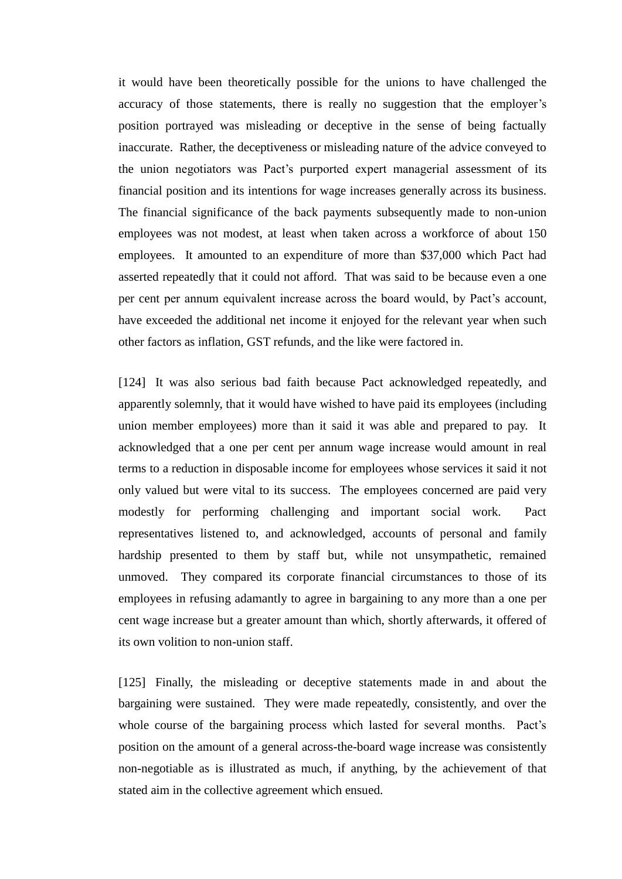it would have been theoretically possible for the unions to have challenged the accuracy of those statements, there is really no suggestion that the employer's position portrayed was misleading or deceptive in the sense of being factually inaccurate. Rather, the deceptiveness or misleading nature of the advice conveyed to the union negotiators was Pact's purported expert managerial assessment of its financial position and its intentions for wage increases generally across its business. The financial significance of the back payments subsequently made to non-union employees was not modest, at least when taken across a workforce of about 150 employees. It amounted to an expenditure of more than $37,000 which Pact had asserted repeatedly that it could not afford. That was said to be because even a one per cent per annum equivalent increase across the board would, by Pact's account, have exceeded the additional net income it enjoyed for the relevant year when such other factors as inflation, GST refunds, and the like were factored in.

[124] It was also serious bad faith because Pact acknowledged repeatedly, and apparently solemnly, that it would have wished to have paid its employees (including union member employees) more than it said it was able and prepared to pay. It acknowledged that a one per cent per annum wage increase would amount in real terms to a reduction in disposable income for employees whose services it said it not only valued but were vital to its success. The employees concerned are paid very modestly for performing challenging and important social work. Pact representatives listened to, and acknowledged, accounts of personal and family hardship presented to them by staff but, while not unsympathetic, remained unmoved. They compared its corporate financial circumstances to those of its employees in refusing adamantly to agree in bargaining to any more than a one per cent wage increase but a greater amount than which, shortly afterwards, it offered of its own volition to non-union staff.

[125] Finally, the misleading or deceptive statements made in and about the bargaining were sustained. They were made repeatedly, consistently, and over the whole course of the bargaining process which lasted for several months. Pact's position on the amount of a general across-the-board wage increase was consistently non-negotiable as is illustrated as much, if anything, by the achievement of that stated aim in the collective agreement which ensued.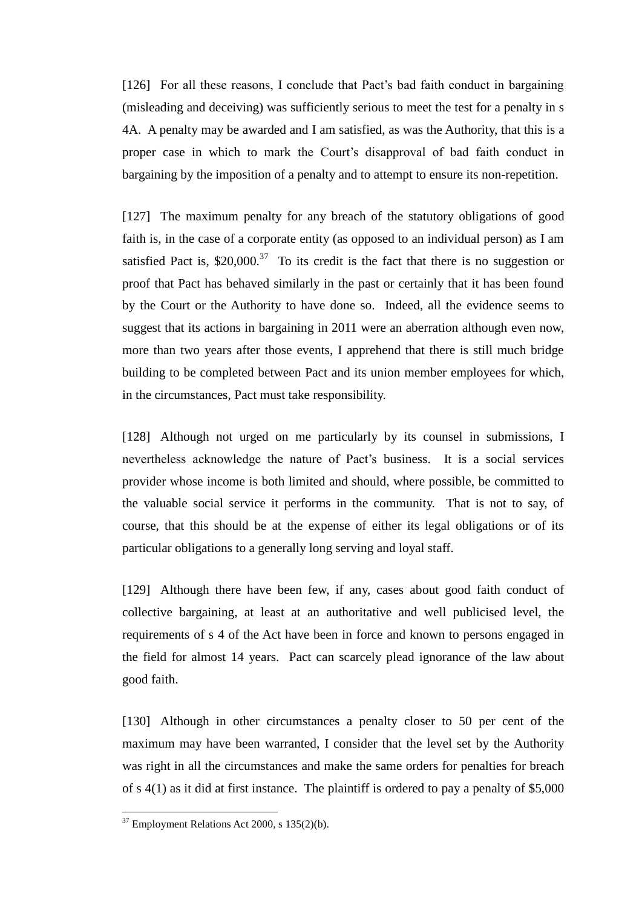[126] For all these reasons, I conclude that Pact's bad faith conduct in bargaining (misleading and deceiving) was sufficiently serious to meet the test for a penalty in s 4A. A penalty may be awarded and I am satisfied, as was the Authority, that this is a proper case in which to mark the Court's disapproval of bad faith conduct in bargaining by the imposition of a penalty and to attempt to ensure its non-repetition.

[127] The maximum penalty for any breach of the statutory obligations of good faith is, in the case of a corporate entity (as opposed to an individual person) as I am satisfied Pact is, $20,000.[37] To its credit is the fact that there is no suggestion or proof that Pact has behaved similarly in the past or certainly that it has been found by the Court or the Authority to have done so. Indeed, all the evidence seems to suggest that its actions in bargaining in 2011 were an aberration although even now, more than two years after those events, I apprehend that there is still much bridge building to be completed between Pact and its union member employees for which, in the circumstances, Pact must take responsibility.

[128] Although not urged on me particularly by its counsel in submissions, I nevertheless acknowledge the nature of Pact's business. It is a social services provider whose income is both limited and should, where possible, be committed to the valuable social service it performs in the community. That is not to say, of course, that this should be at the expense of either its legal obligations or of its particular obligations to a generally long serving and loyal staff.

[129] Although there have been few, if any, cases about good faith conduct of collective bargaining, at least at an authoritative and well publicised level, the requirements of s 4 of the Act have been in force and known to persons engaged in the field for almost 14 years. Pact can scarcely plead ignorance of the law about good faith.

[130] Although in other circumstances a penalty closer to 50 per cent of the maximum may have been warranted, I consider that the level set by the Authority was right in all the circumstances and make the same orders for penalties for breach of s 4(1) as it did at first instance. The plaintiff is ordered to pay a penalty of $5,000

---

[37] Employment Relations Act 2000, s 135(2)(b).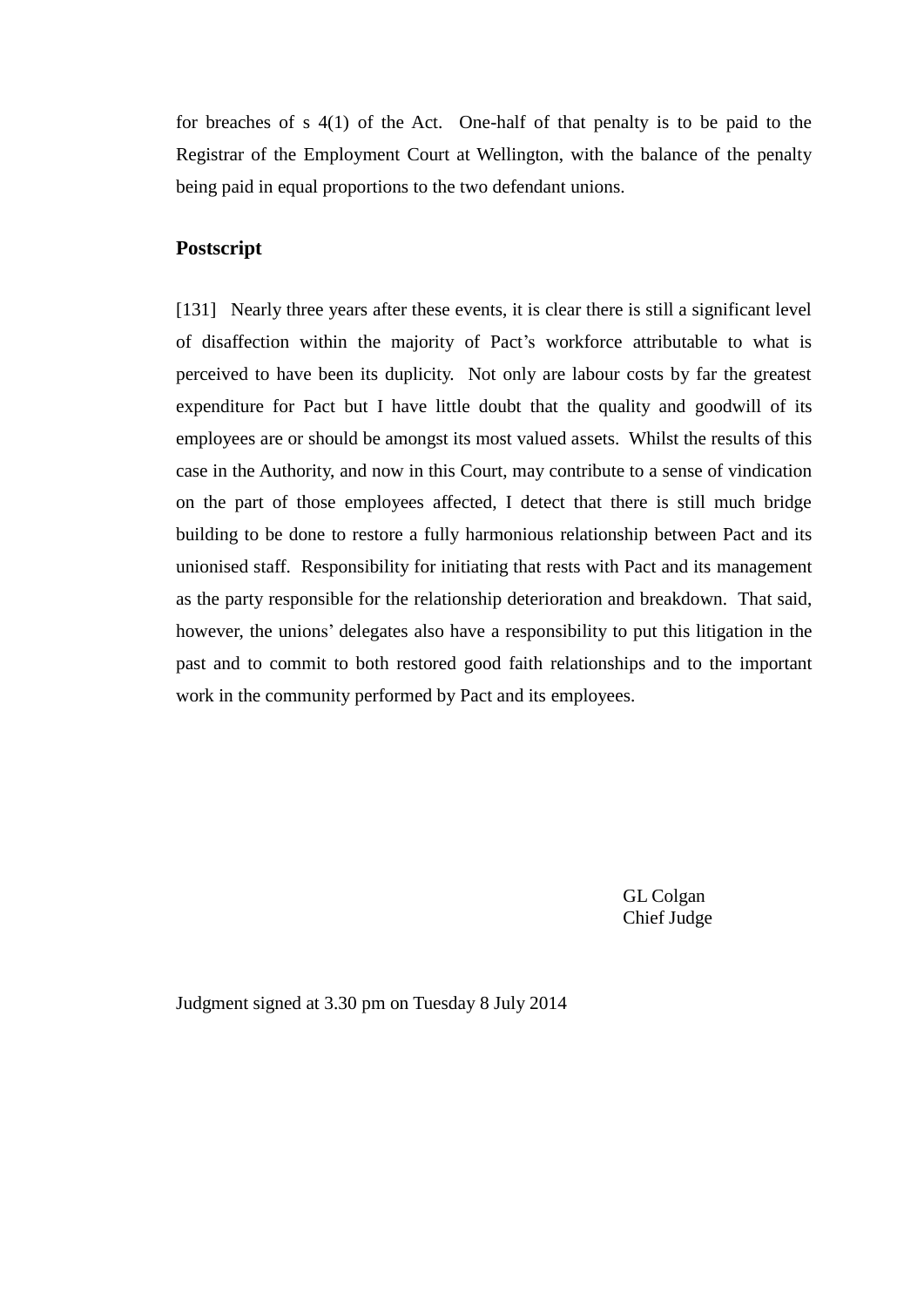for breaches of s 4(1) of the Act. One-half of that penalty is to be paid to the Registrar of the Employment Court at Wellington, with the balance of the penalty being paid in equal proportions to the two defendant unions.

## Postscript

[131] Nearly three years after these events, it is clear there is still a significant level of disaffection within the majority of Pact's workforce attributable to what is perceived to have been its duplicity. Not only are labour costs by far the greatest expenditure for Pact but I have little doubt that the quality and goodwill of its employees are or should be amongst its most valued assets. Whilst the results of this case in the Authority, and now in this Court, may contribute to a sense of vindication on the part of those employees affected, I detect that there is still much bridge building to be done to restore a fully harmonious relationship between Pact and its unionised staff. Responsibility for initiating that rests with Pact and its management as the party responsible for the relationship deterioration and breakdown. That said, however, the unions' delegates also have a responsibility to put this litigation in the past and to commit to both restored good faith relationships and to the important work in the community performed by Pact and its employees.

GL Colgan
Chief Judge

Judgment signed at 3.30 pm on Tuesday 8 July 2014